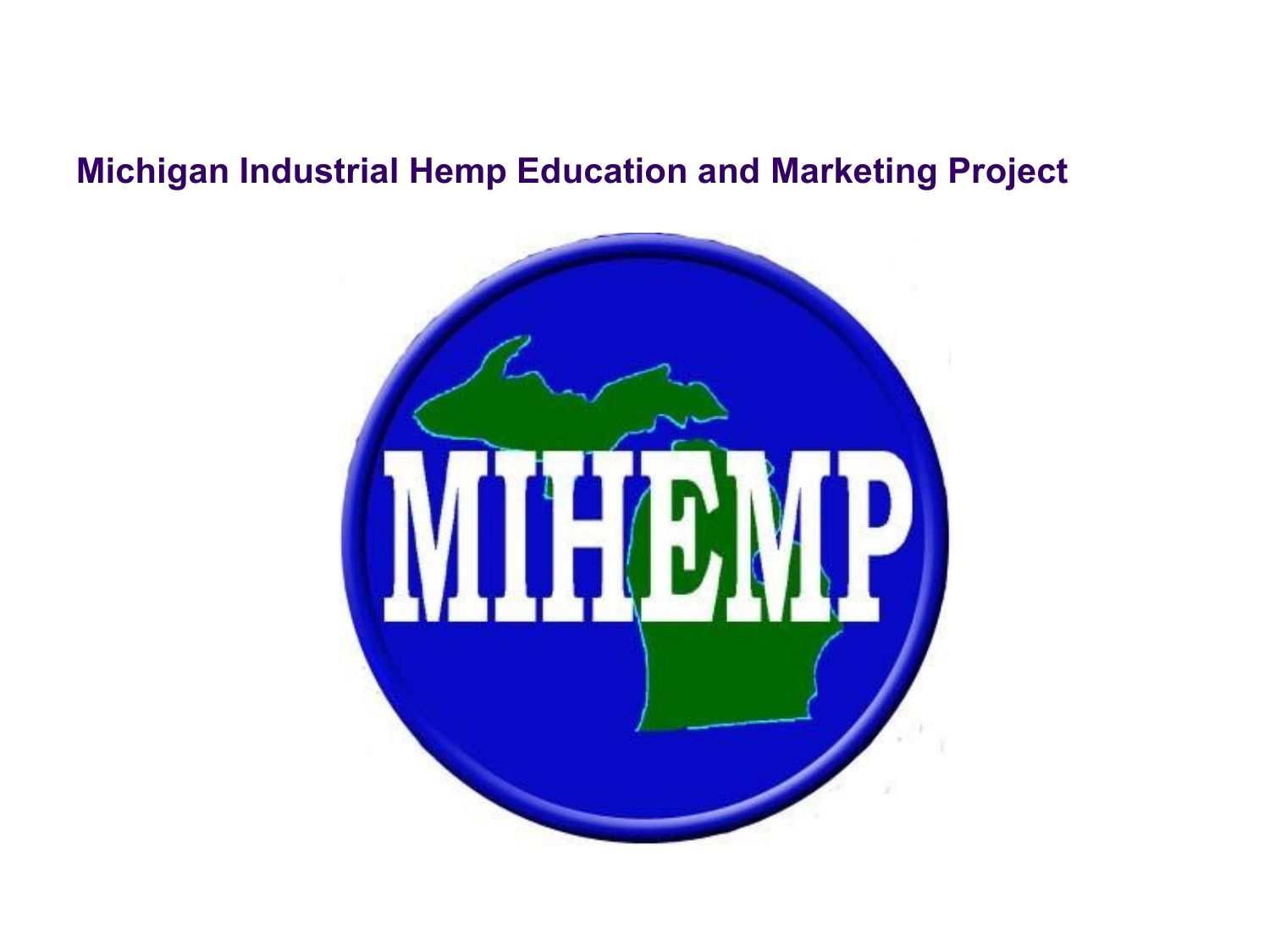# Michigan Industrial Hemp Education and Marketing Project

MIHEMP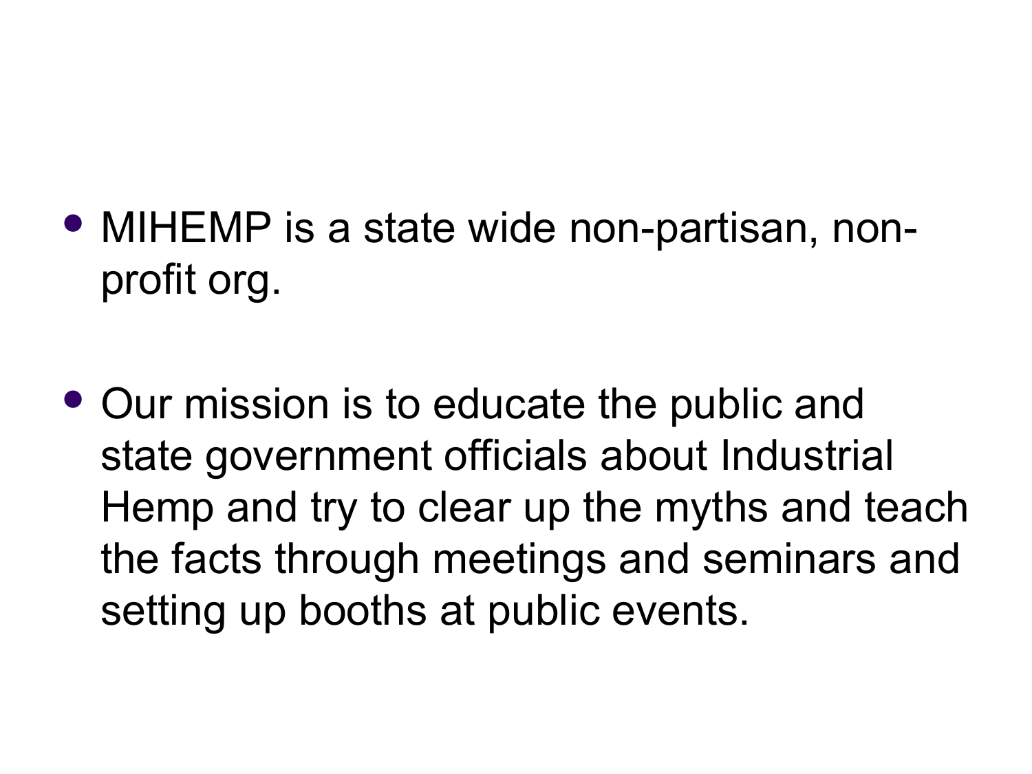- MIHEMP is a state wide non-partisan, non-profit org.

- Our mission is to educate the public and state government officials about Industrial Hemp and try to clear up the myths and teach the facts through meetings and seminars and setting up booths at public events.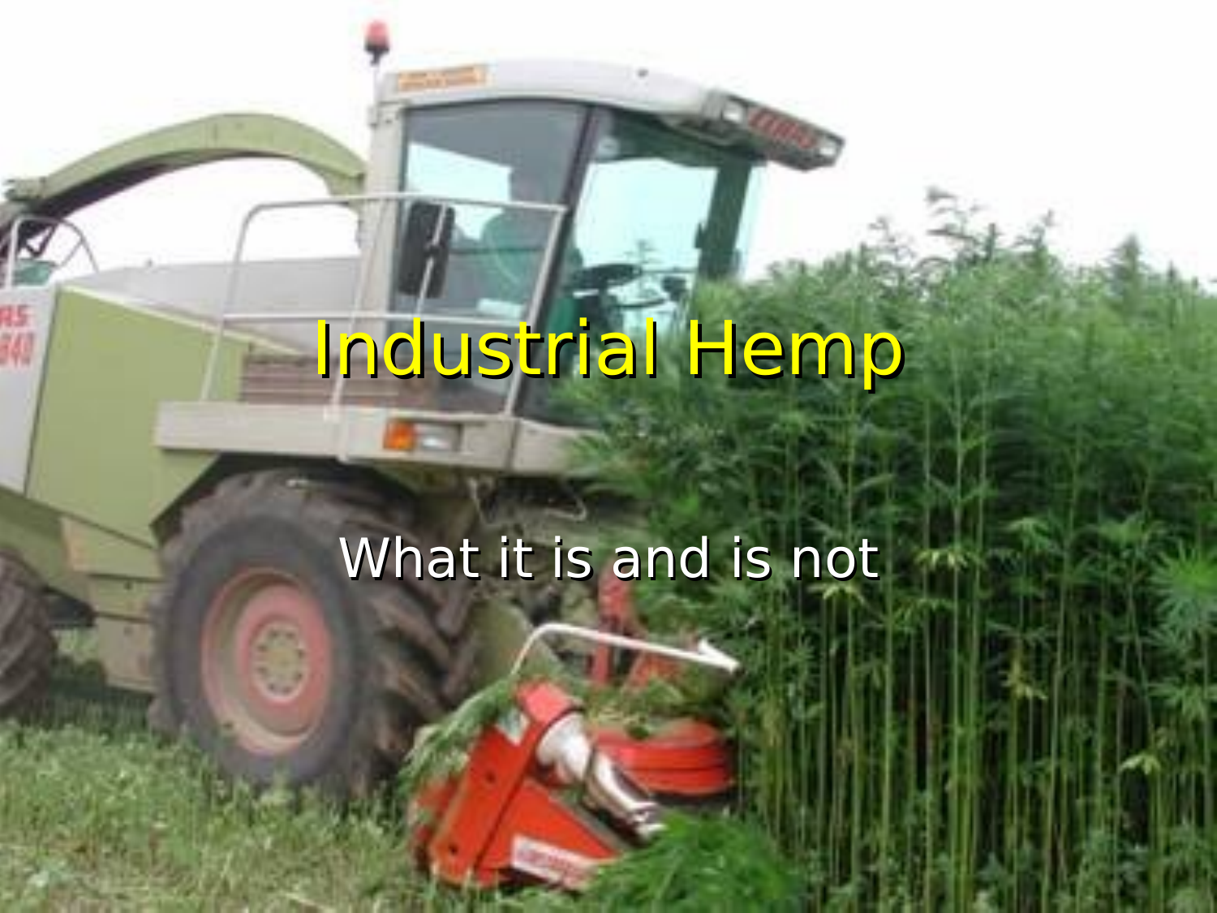# Industrial Hemp

What it is and is not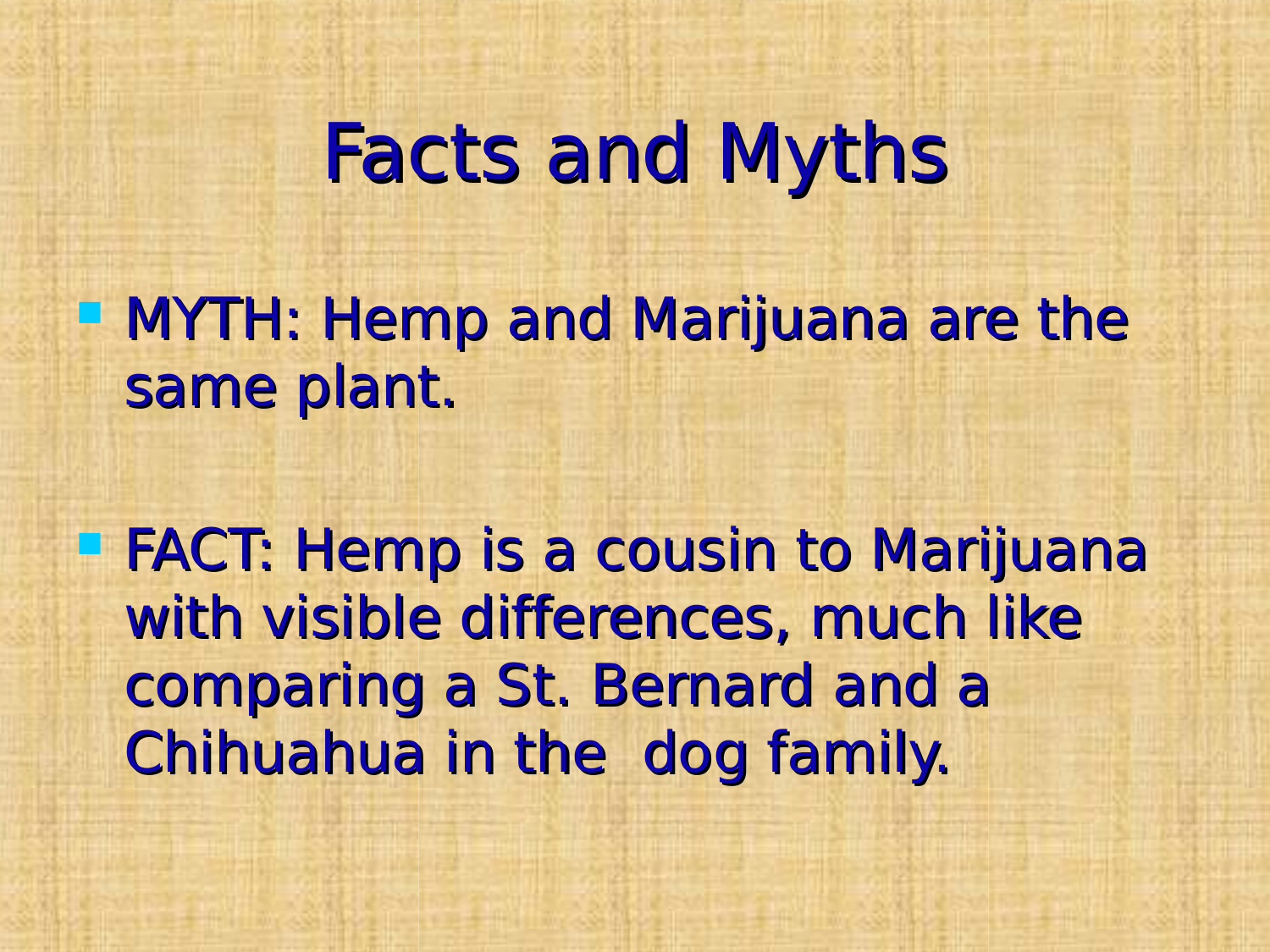# Facts and Myths

- MYTH: Hemp and Marijuana are the same plant.

- FACT: Hemp is a cousin to Marijuana with visible differences, much like comparing a St. Bernard and a Chihuahua in the  dog family.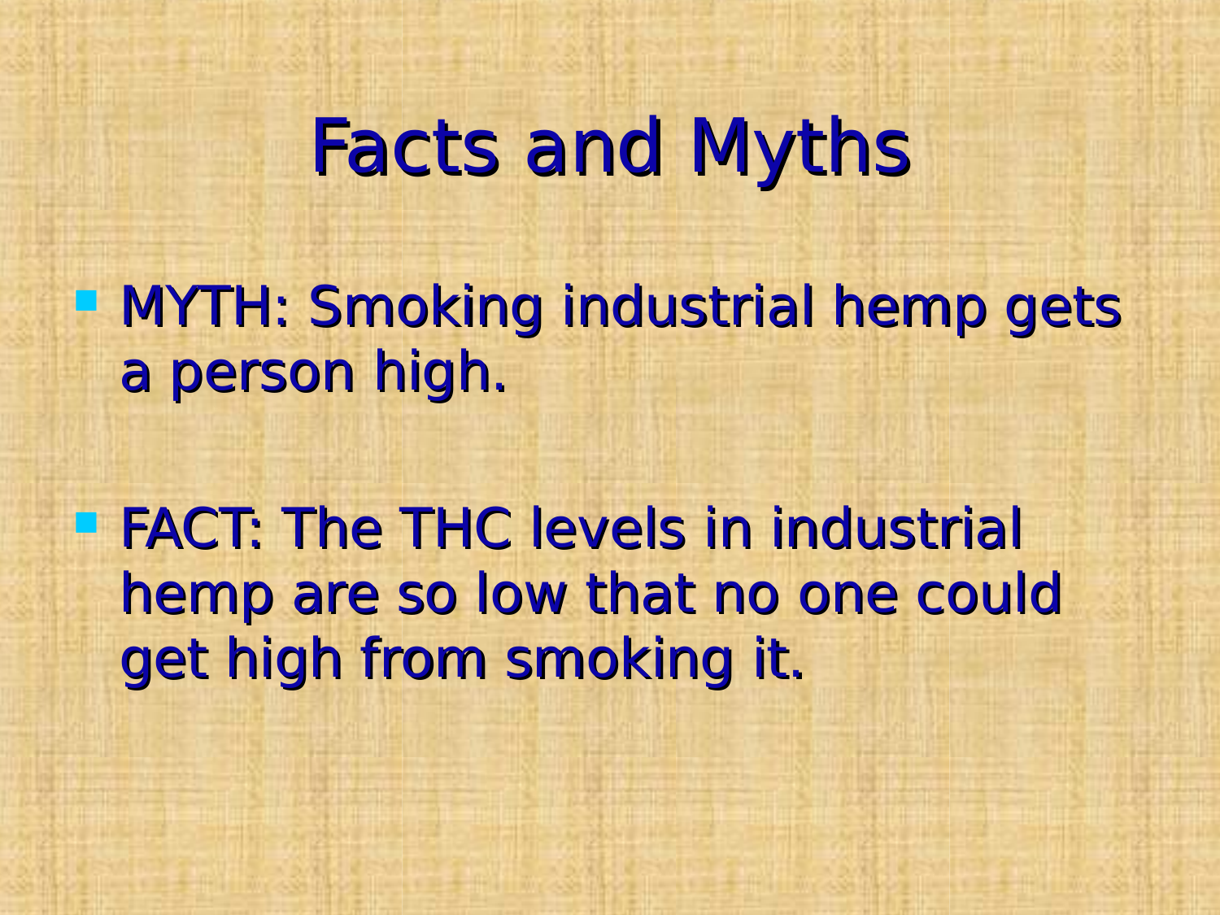# Facts and Myths

- MYTH: Smoking industrial hemp gets a person high.

- FACT: The THC levels in industrial hemp are so low that no one could get high from smoking it.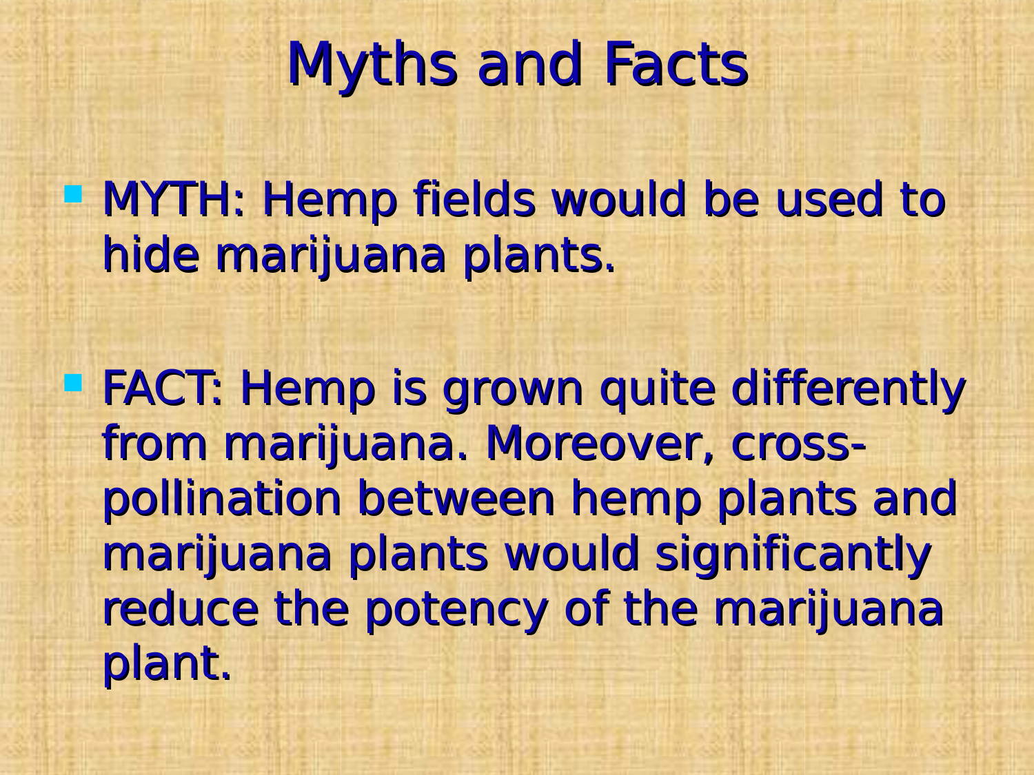# Myths and Facts

- MYTH: Hemp fields would be used to hide marijuana plants.

- FACT: Hemp is grown quite differently from marijuana. Moreover, cross-pollination between hemp plants and marijuana plants would significantly reduce the potency of the marijuana plant.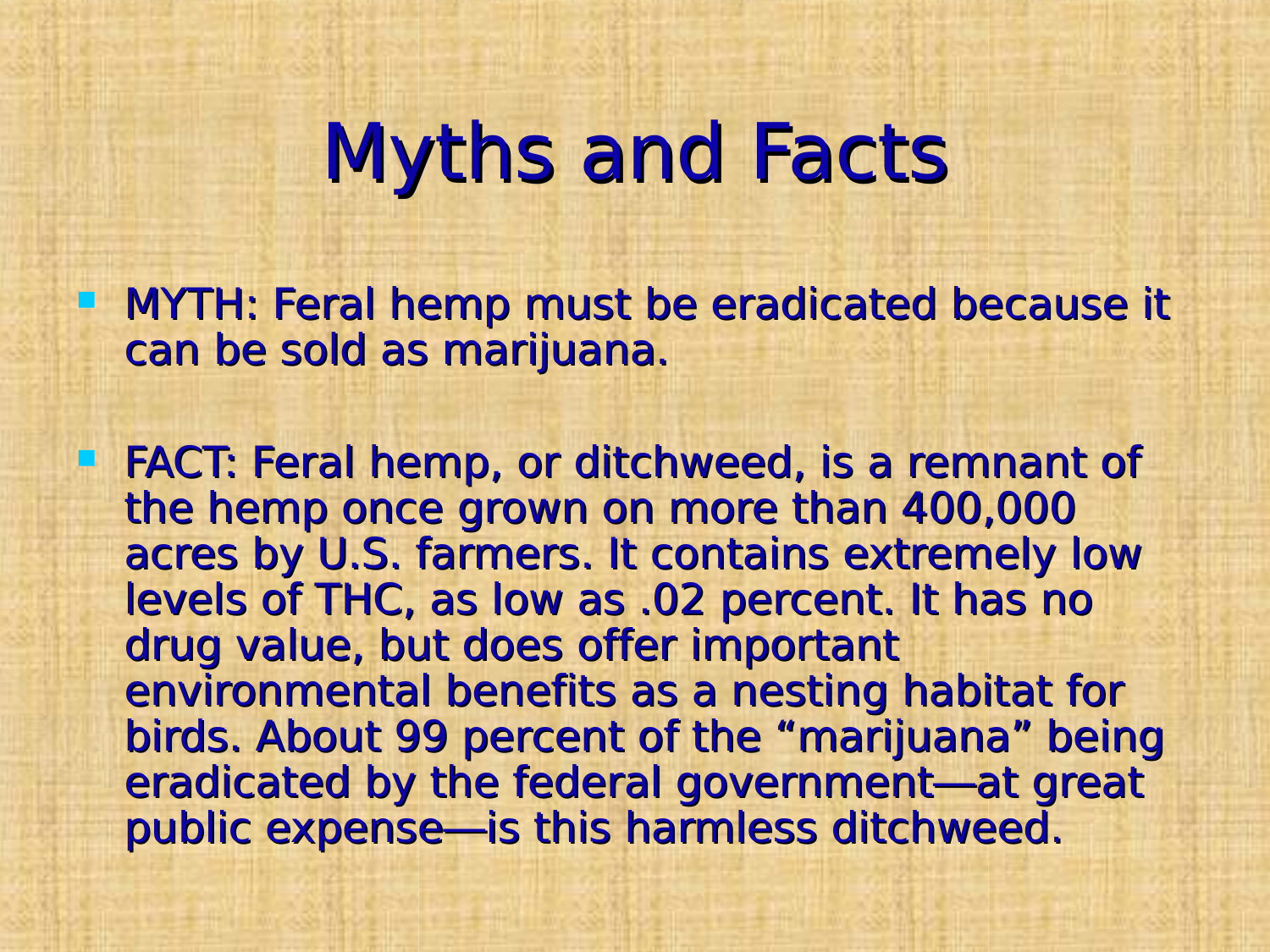# Myths and Facts

- MYTH: Feral hemp must be eradicated because it can be sold as marijuana.

- FACT: Feral hemp, or ditchweed, is a remnant of the hemp once grown on more than 400,000 acres by U.S. farmers. It contains extremely low levels of THC, as low as .02 percent. It has no drug value, but does offer important environmental benefits as a nesting habitat for birds. About 99 percent of the “marijuana” being eradicated by the federal government—at great public expense—is this harmless ditchweed.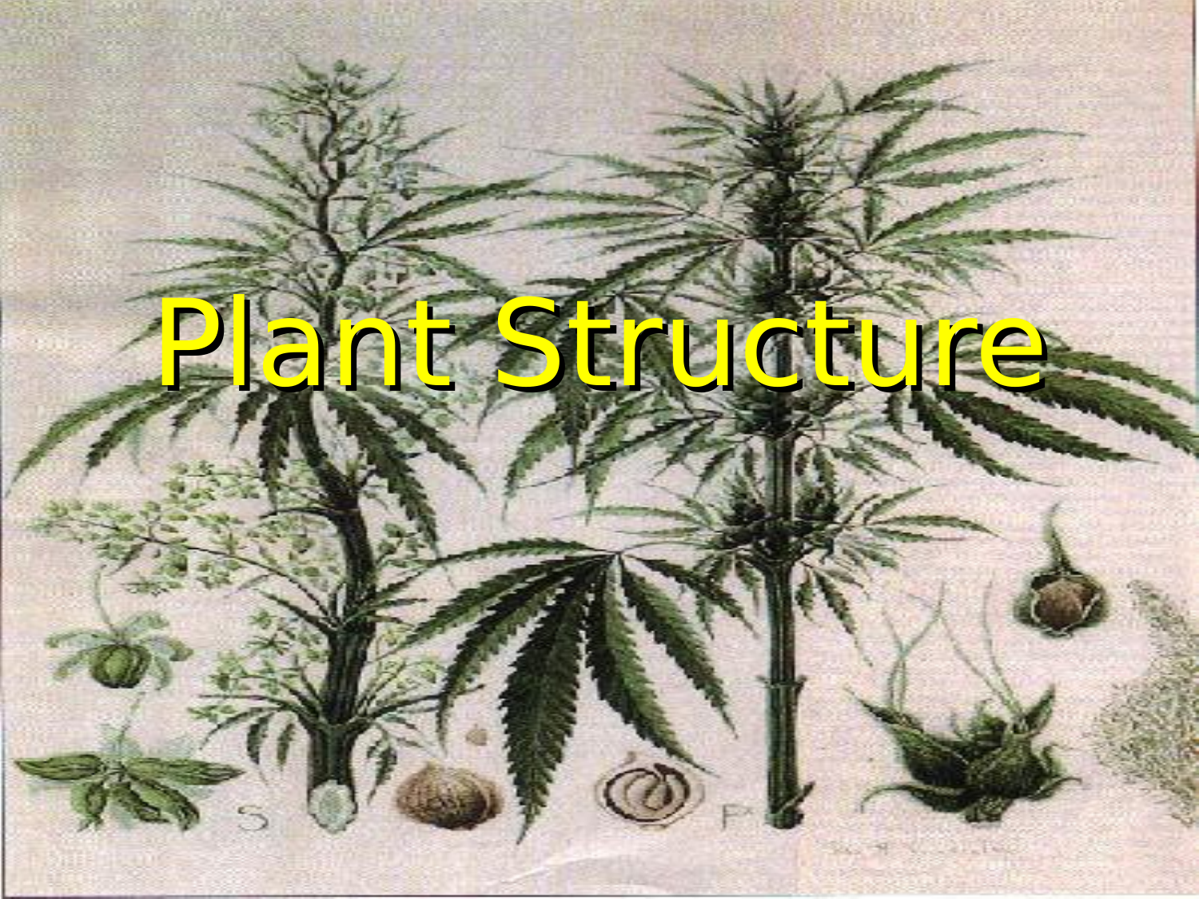# Plant Structure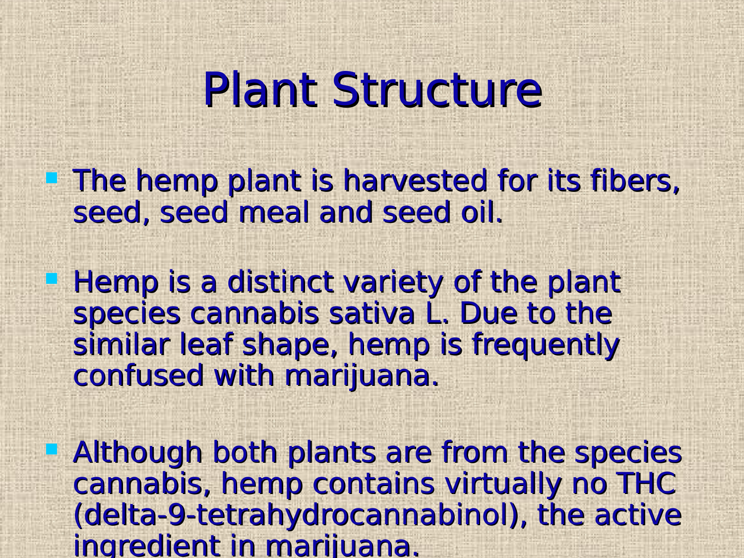# Plant Structure

- The hemp plant is harvested for its fibers, seed, seed meal and seed oil.
- Hemp is a distinct variety of the plant species cannabis sativa L. Due to the similar leaf shape, hemp is frequently confused with marijuana.
- Although both plants are from the species cannabis, hemp contains virtually no THC (delta-9-tetrahydrocannabinol), the active ingredient in marijuana.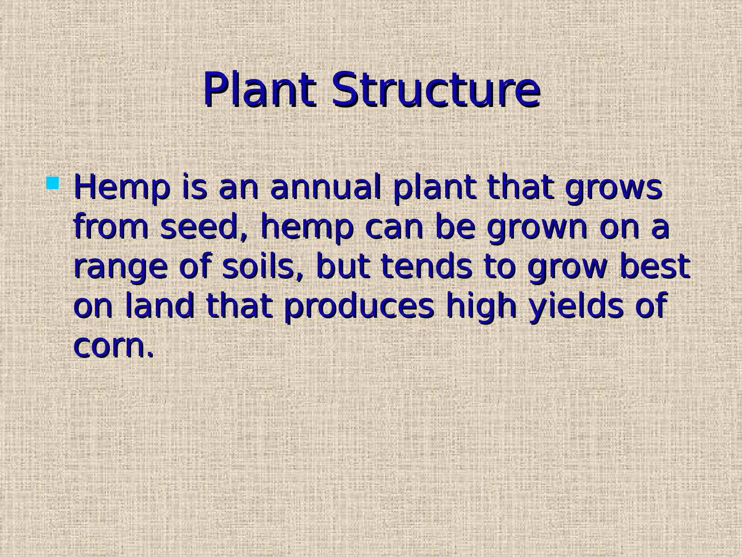# Plant Structure

- Hemp is an annual plant that grows from seed, hemp can be grown on a range of soils, but tends to grow best on land that produces high yields of corn.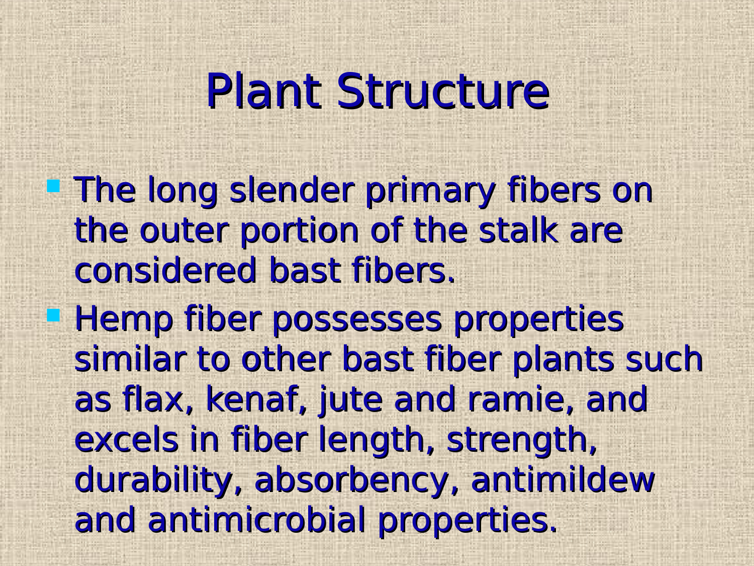# Plant Structure

- The long slender primary fibers on the outer portion of the stalk are considered bast fibers.
- Hemp fiber possesses properties similar to other bast fiber plants such as flax, kenaf, jute and ramie, and excels in fiber length, strength, durability, absorbency, antimildew and antimicrobial properties.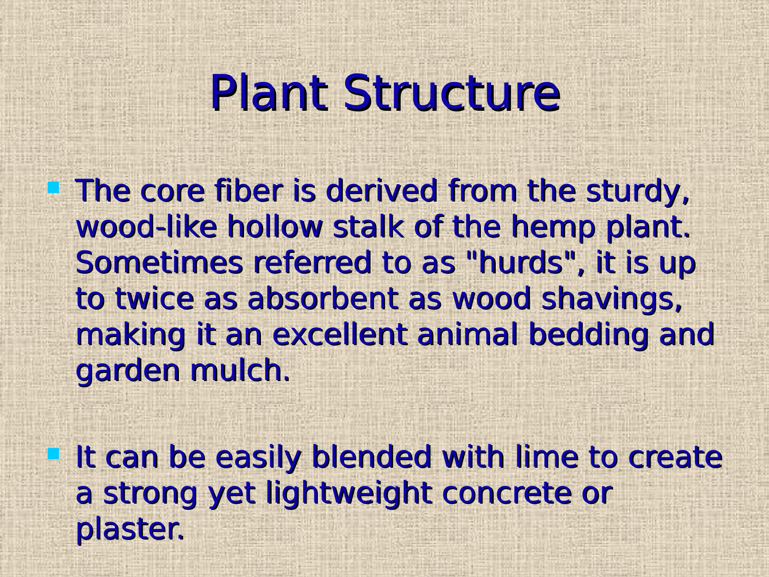# Plant Structure

- The core fiber is derived from the sturdy, wood-like hollow stalk of the hemp plant. Sometimes referred to as "hurds", it is up to twice as absorbent as wood shavings, making it an excellent animal bedding and garden mulch.

- It can be easily blended with lime to create a strong yet lightweight concrete or plaster.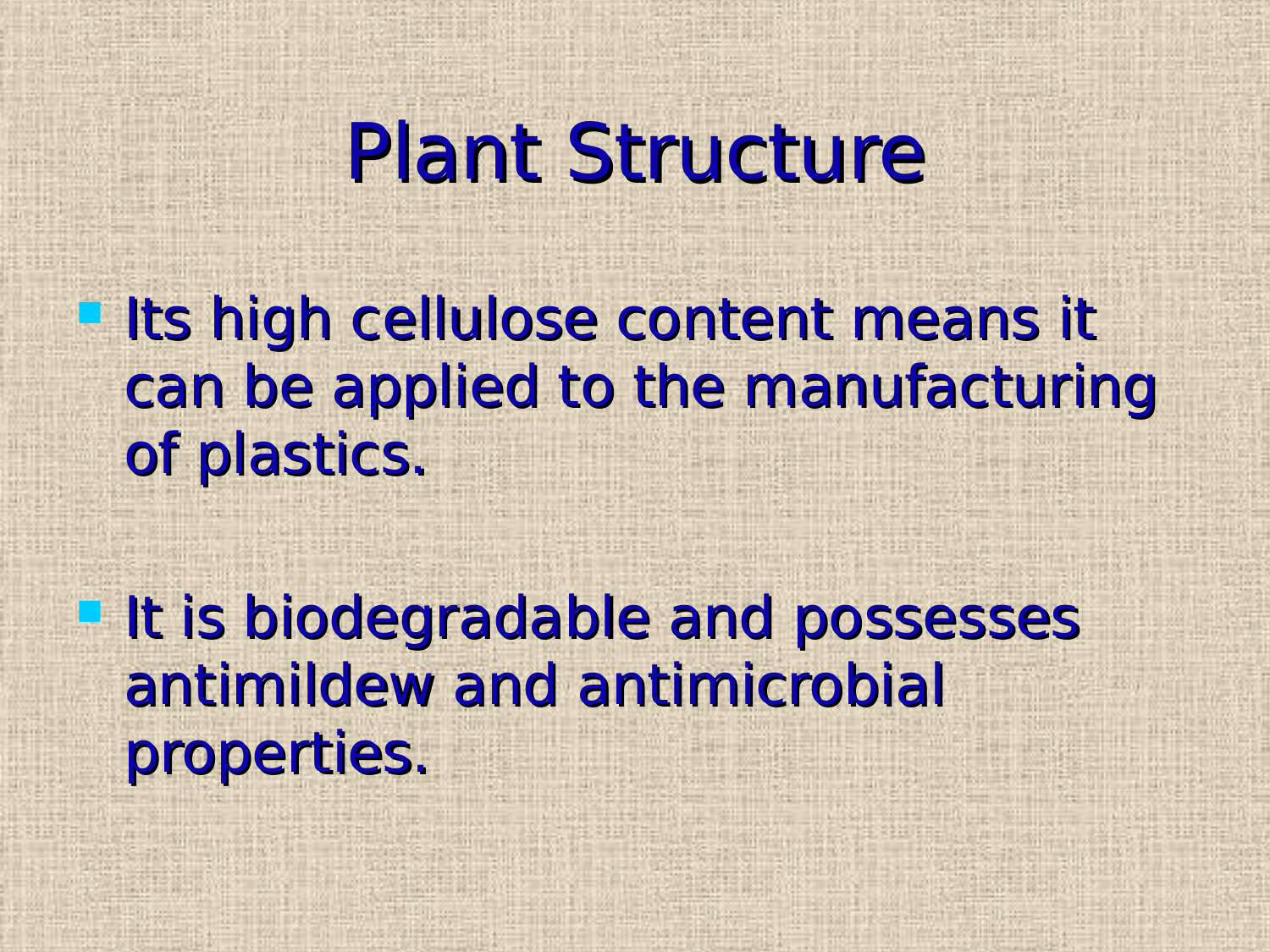# Plant Structure

- Its high cellulose content means it can be applied to the manufacturing of plastics.
- It is biodegradable and possesses antimildew and antimicrobial properties.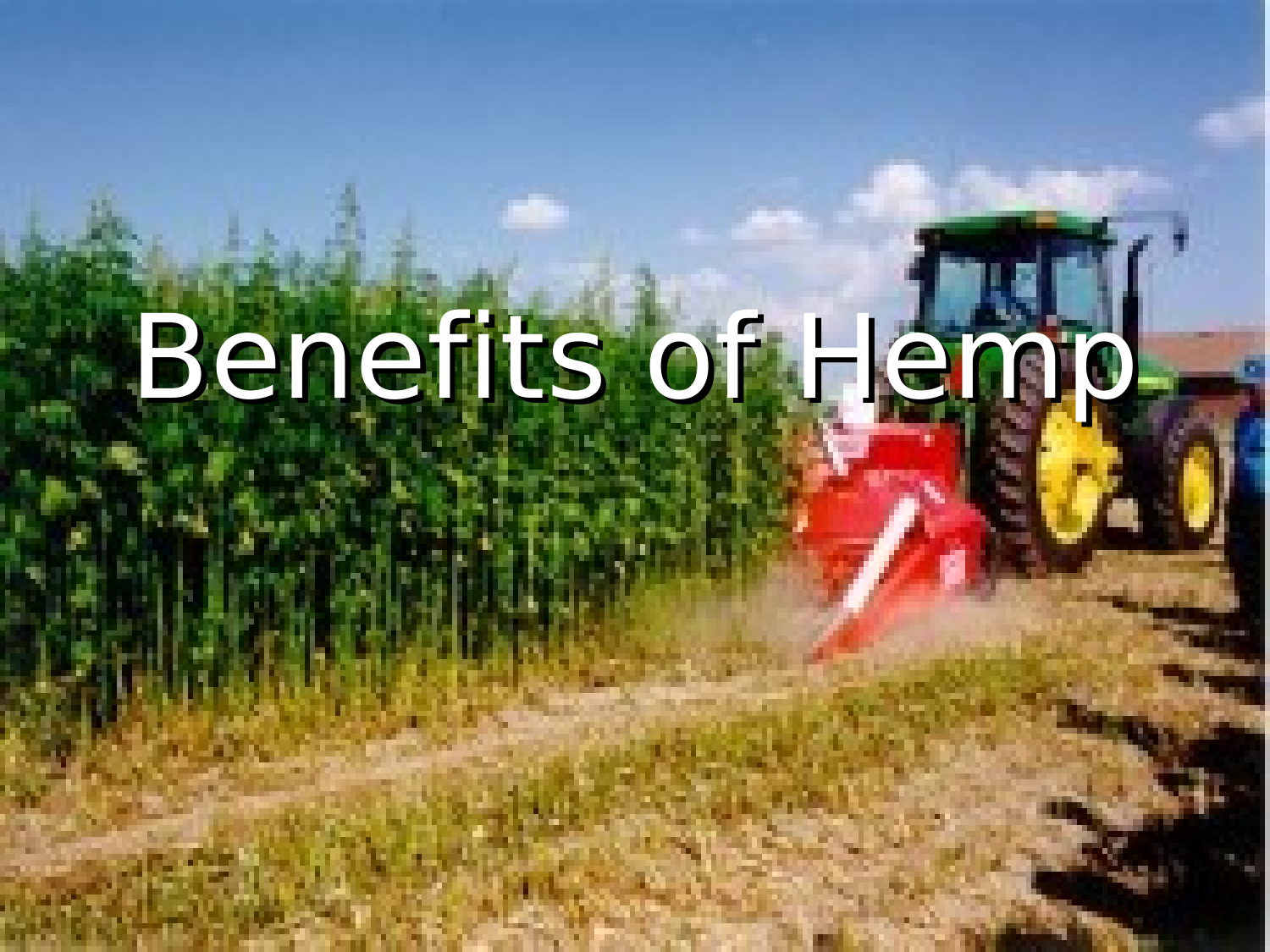# Benefits of Hemp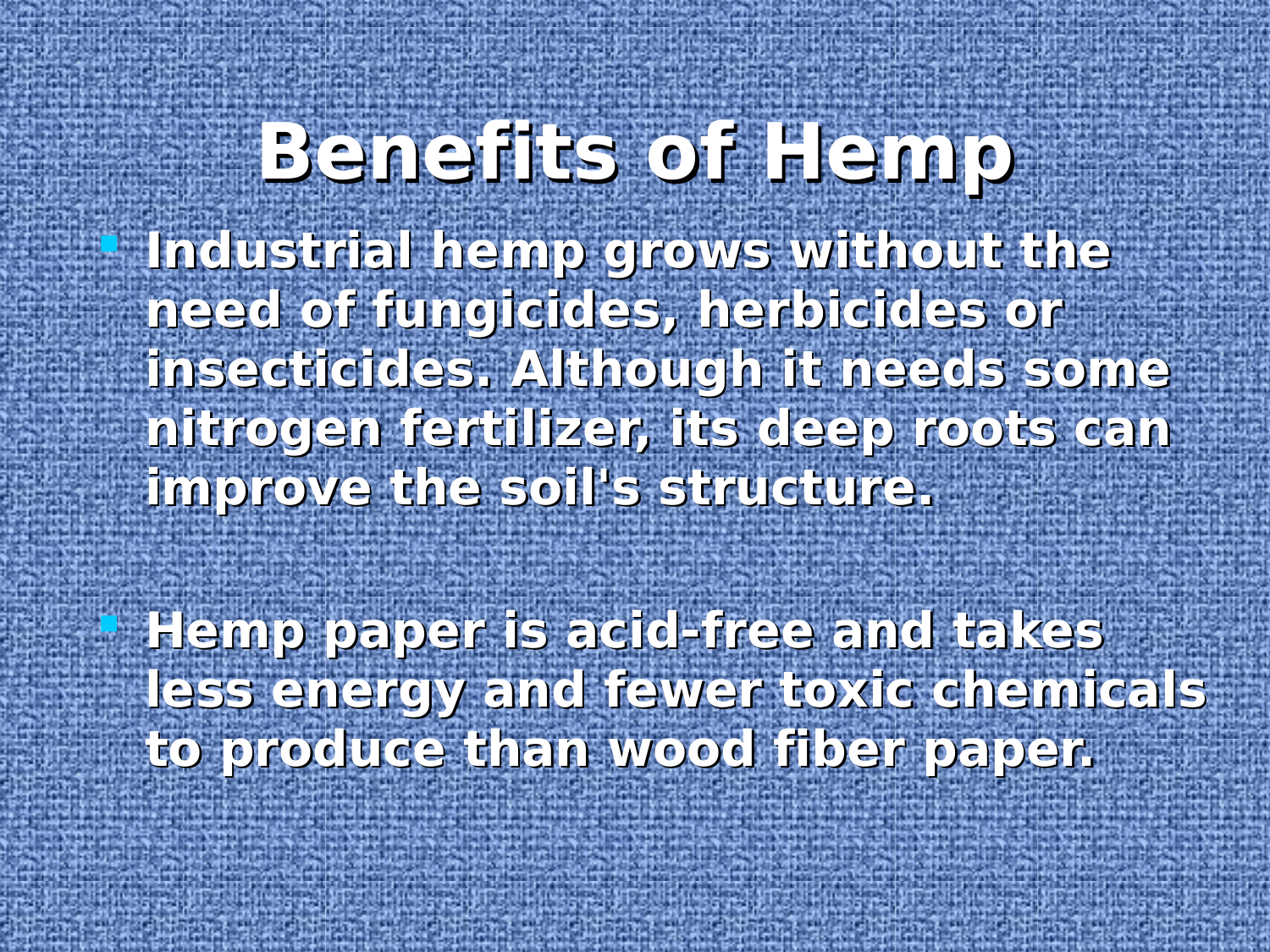# Benefits of Hemp

- Industrial hemp grows without the need of fungicides, herbicides or insecticides. Although it needs some nitrogen fertilizer, its deep roots can improve the soil's structure.

- Hemp paper is acid-free and takes less energy and fewer toxic chemicals to produce than wood fiber paper.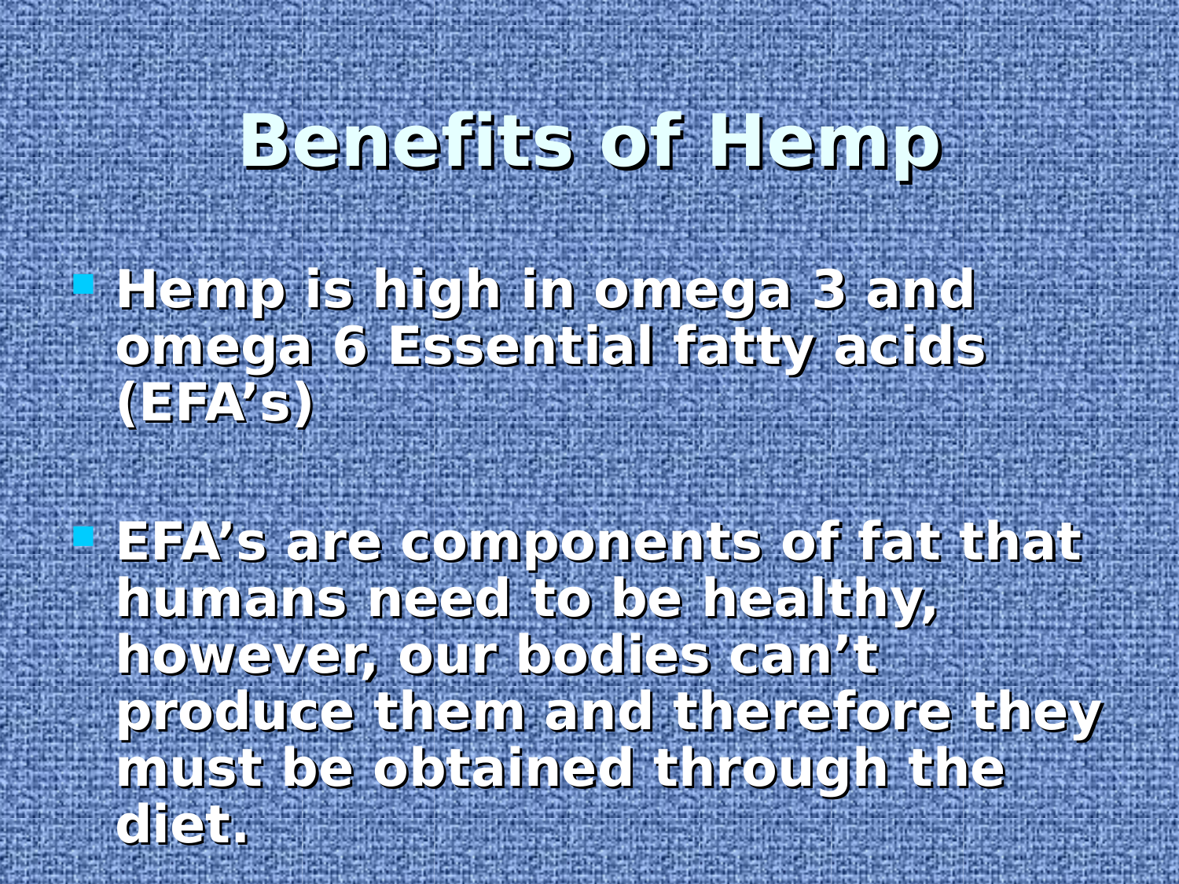# Benefits of Hemp

- Hemp is high in omega 3 and omega 6 Essential fatty acids (EFA's)

- EFA's are components of fat that humans need to be healthy, however, our bodies can't produce them and therefore they must be obtained through the diet.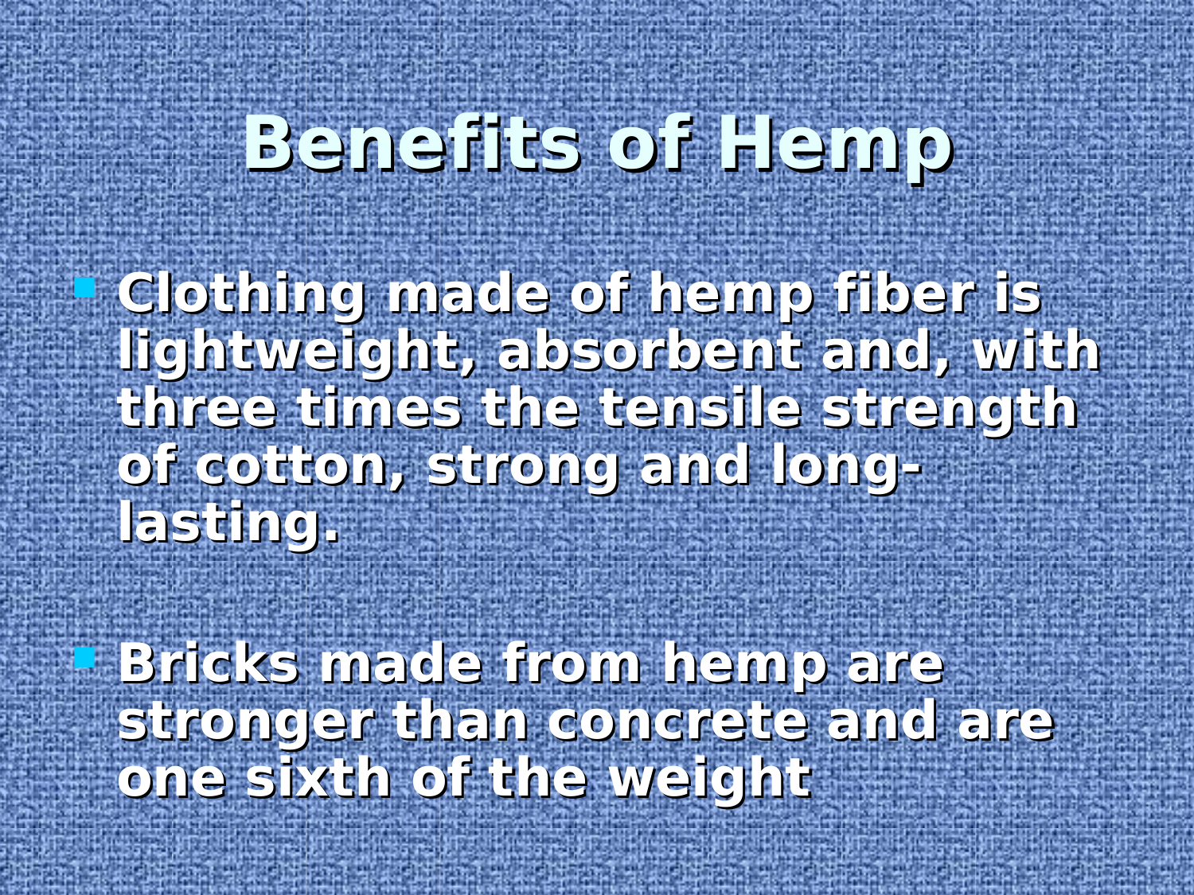# Benefits of Hemp

- Clothing made of hemp fiber is lightweight, absorbent and, with three times the tensile strength of cotton, strong and long-lasting.

- Bricks made from hemp are stronger than concrete and are one sixth of the weight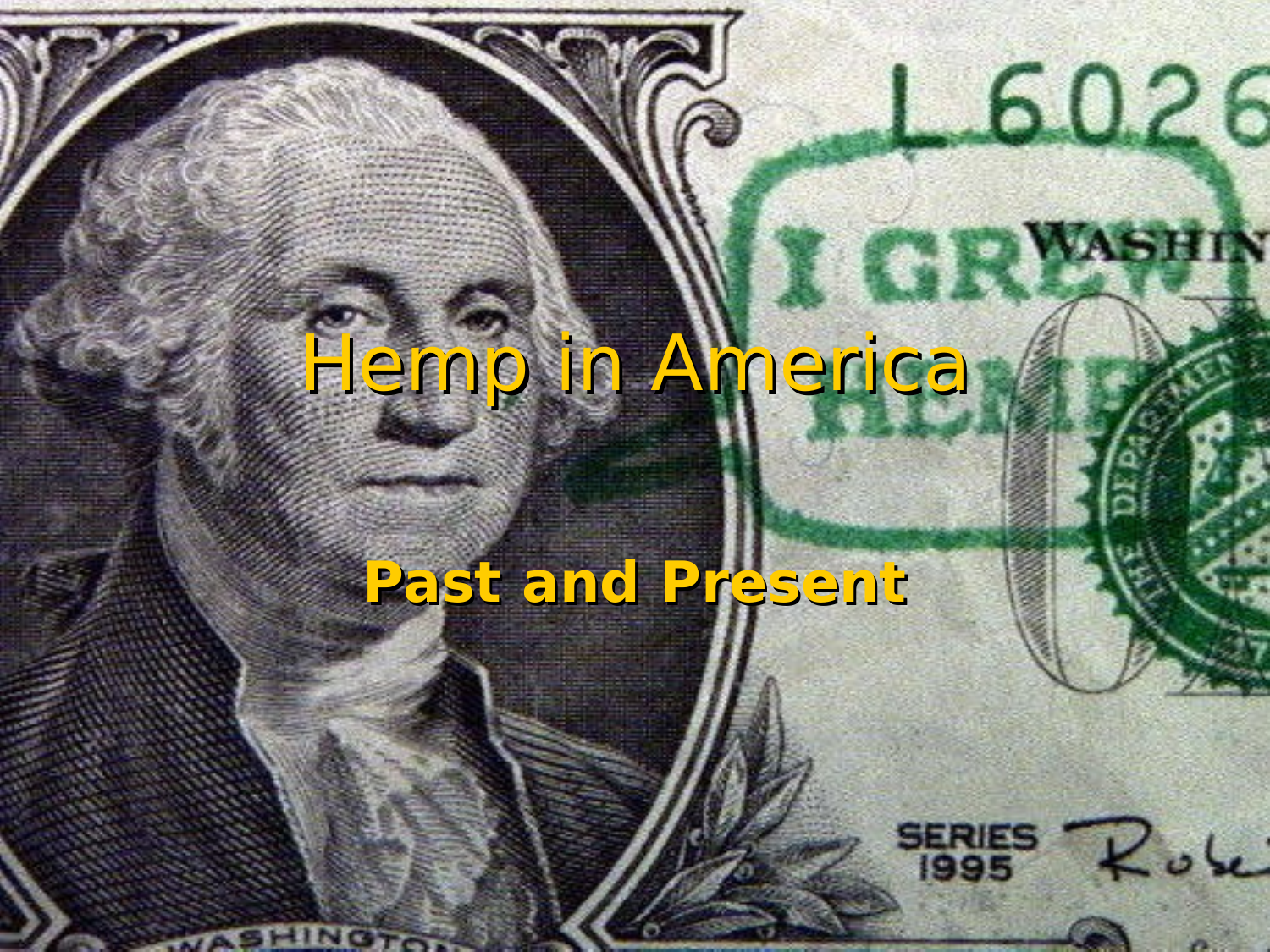# Hemp in America

## Past and Present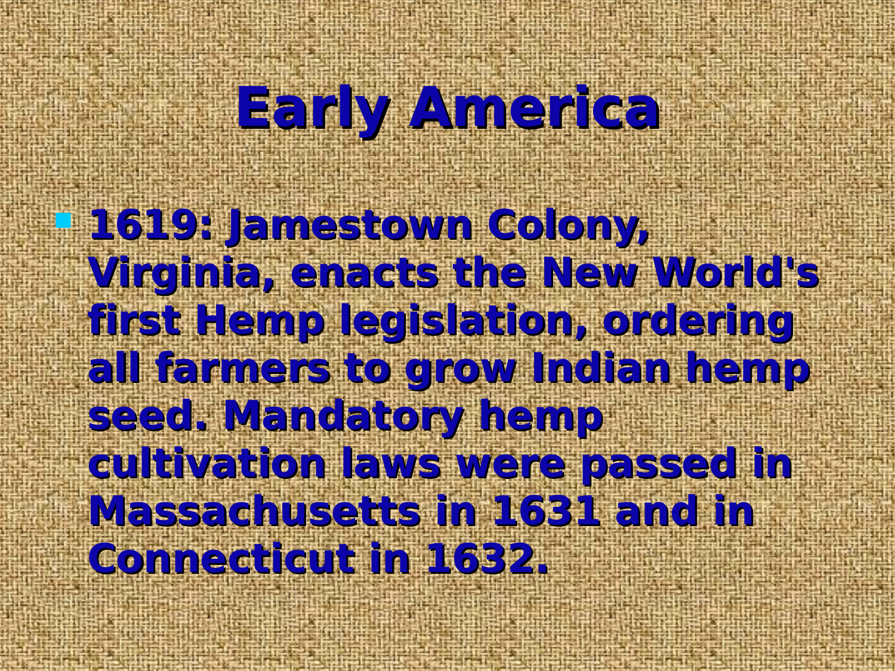# Early America

- **1619: Jamestown Colony, Virginia, enacts the New World's first Hemp legislation, ordering all farmers to grow Indian hemp seed. Mandatory hemp cultivation laws were passed in Massachusetts in 1631 and in Connecticut in 1632.**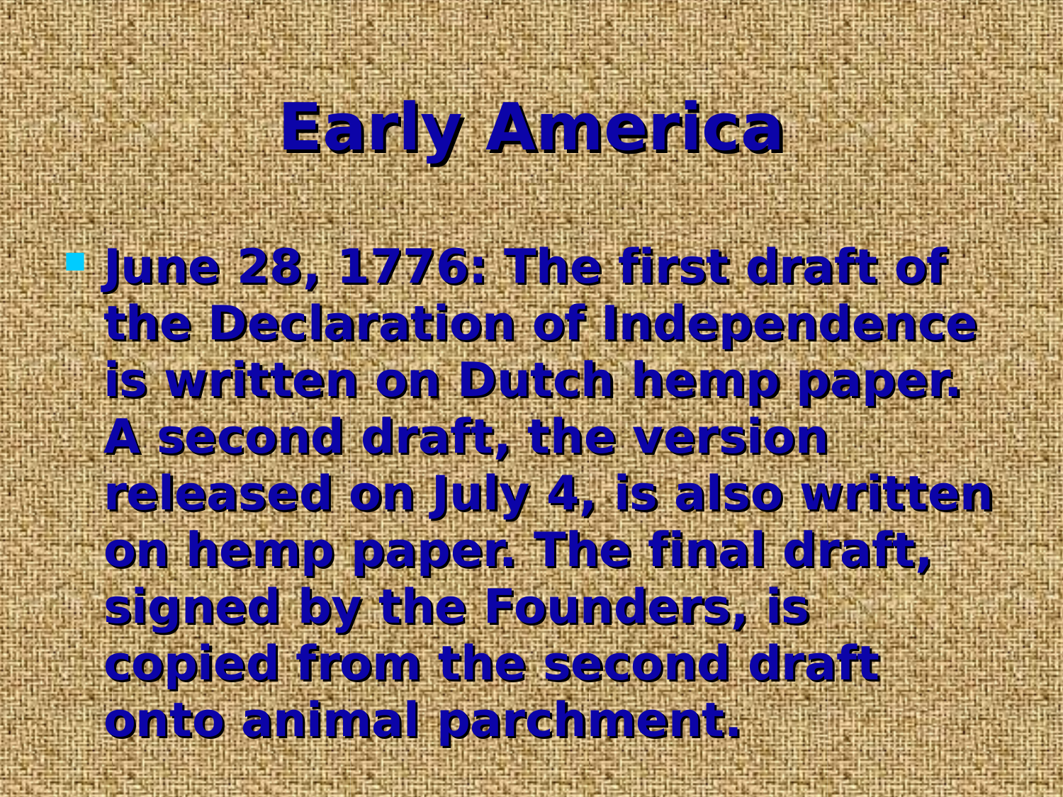# Early America

- **June 28, 1776: The first draft of the Declaration of Independence is written on Dutch hemp paper. A second draft, the version released on July 4, is also written on hemp paper. The final draft, signed by the Founders, is copied from the second draft onto animal parchment.**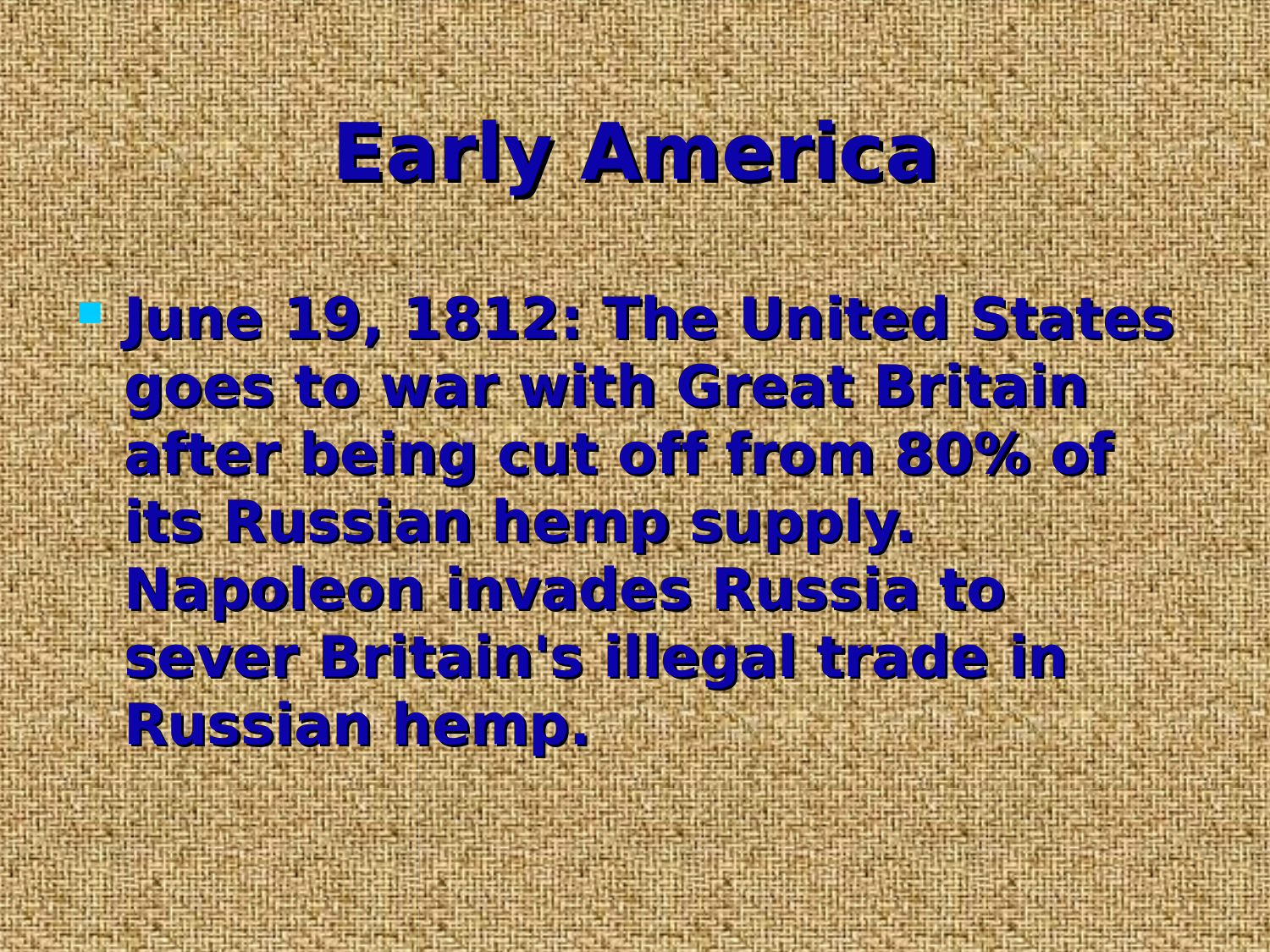# Early America

- June 19, 1812: The United States goes to war with Great Britain after being cut off from 80% of its Russian hemp supply. Napoleon invades Russia to sever Britain's illegal trade in Russian hemp.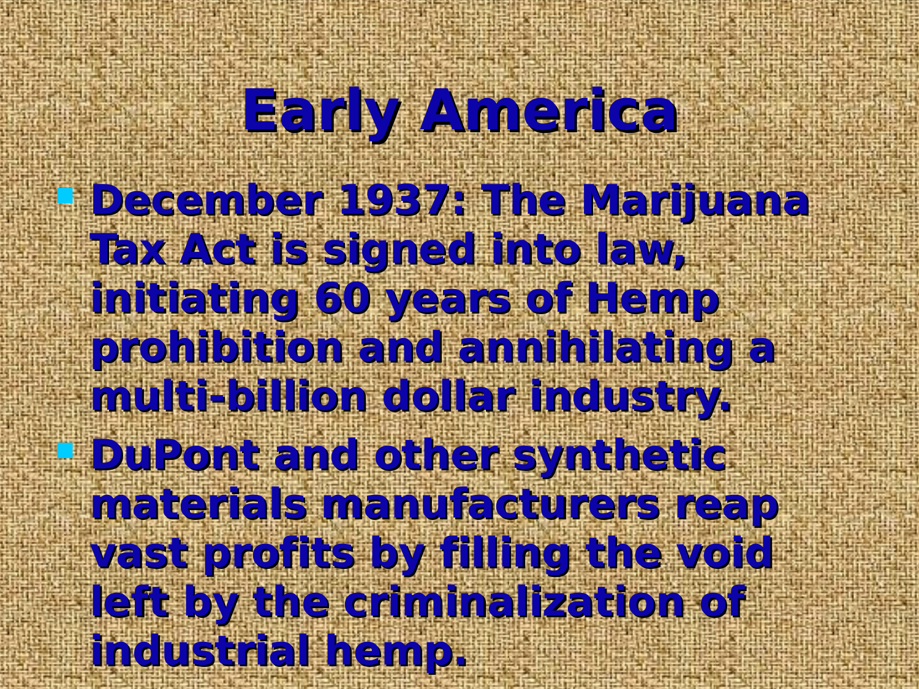# Early America

- December 1937: The Marijuana Tax Act is signed into law, initiating 60 years of Hemp prohibition and annihilating a multi-billion dollar industry.
- DuPont and other synthetic materials manufacturers reap vast profits by filling the void left by the criminalization of industrial hemp.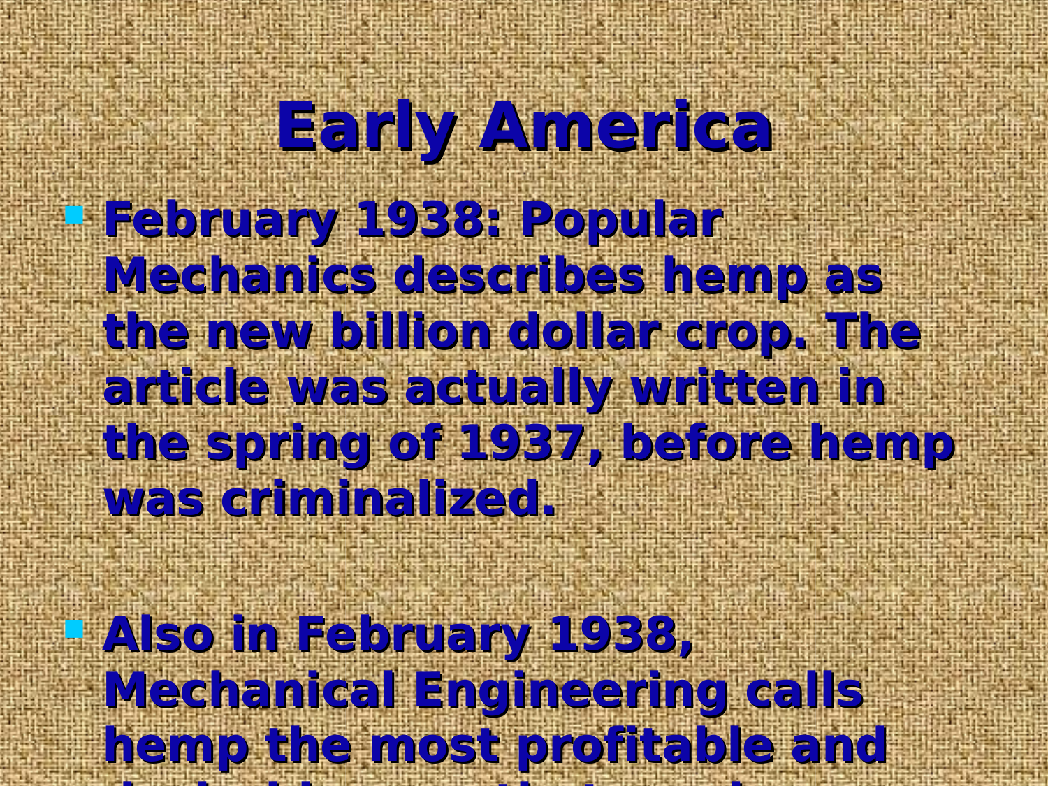# Early America

- February 1938: Popular Mechanics describes hemp as the new billion dollar crop. The article was actually written in the spring of 1937, before hemp was criminalized.

- Also in February 1938, Mechanical Engineering calls hemp the most profitable and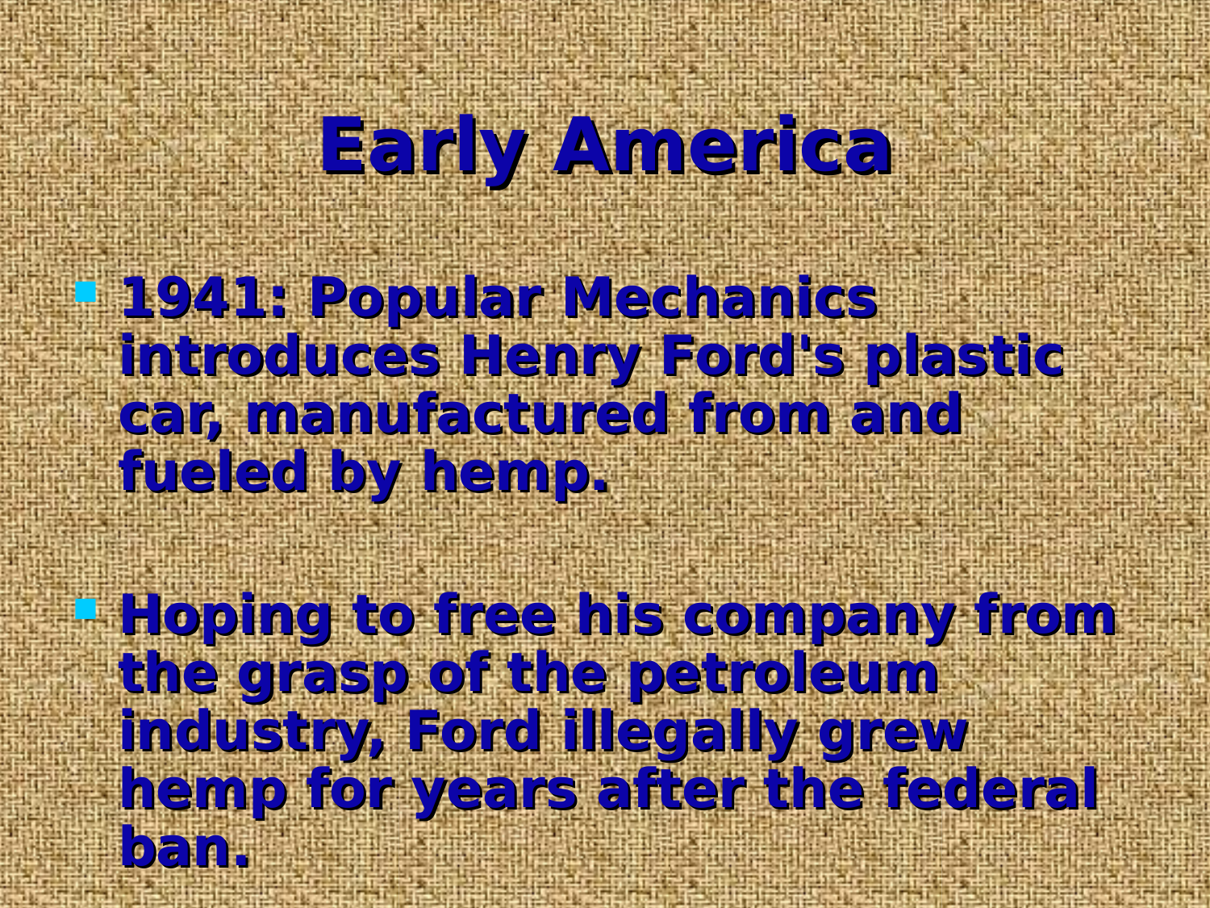# Early America

- **1941: Popular Mechanics introduces Henry Ford's plastic car, manufactured from and fueled by hemp.**

- **Hoping to free his company from the grasp of the petroleum industry, Ford illegally grew hemp for years after the federal ban.**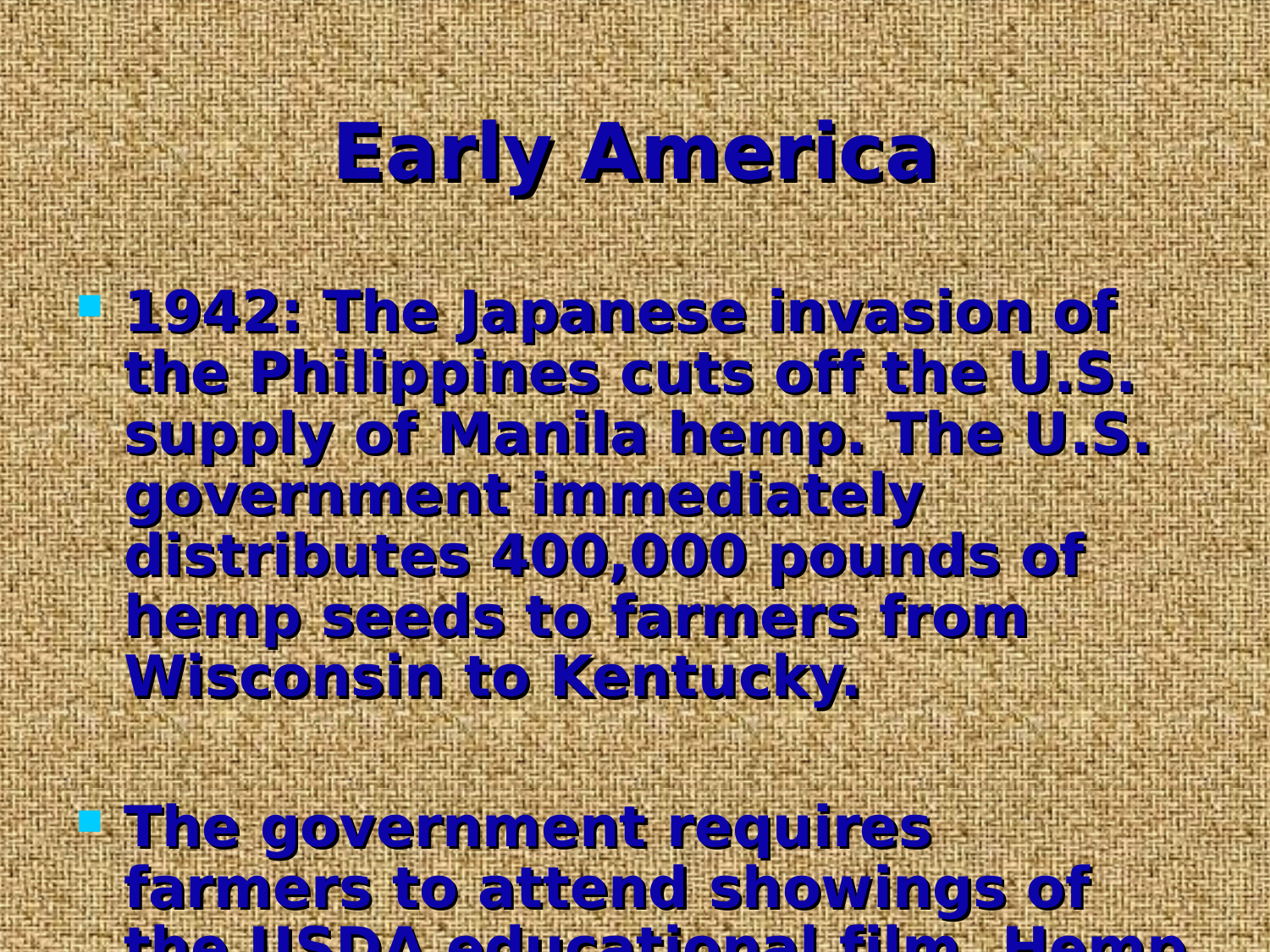# Early America

- 1942: The Japanese invasion of the Philippines cuts off the U.S. supply of Manila hemp. The U.S. government immediately distributes 400,000 pounds of hemp seeds to farmers from Wisconsin to Kentucky.

- The government requires farmers to attend showings of the USDA educational film, Hemp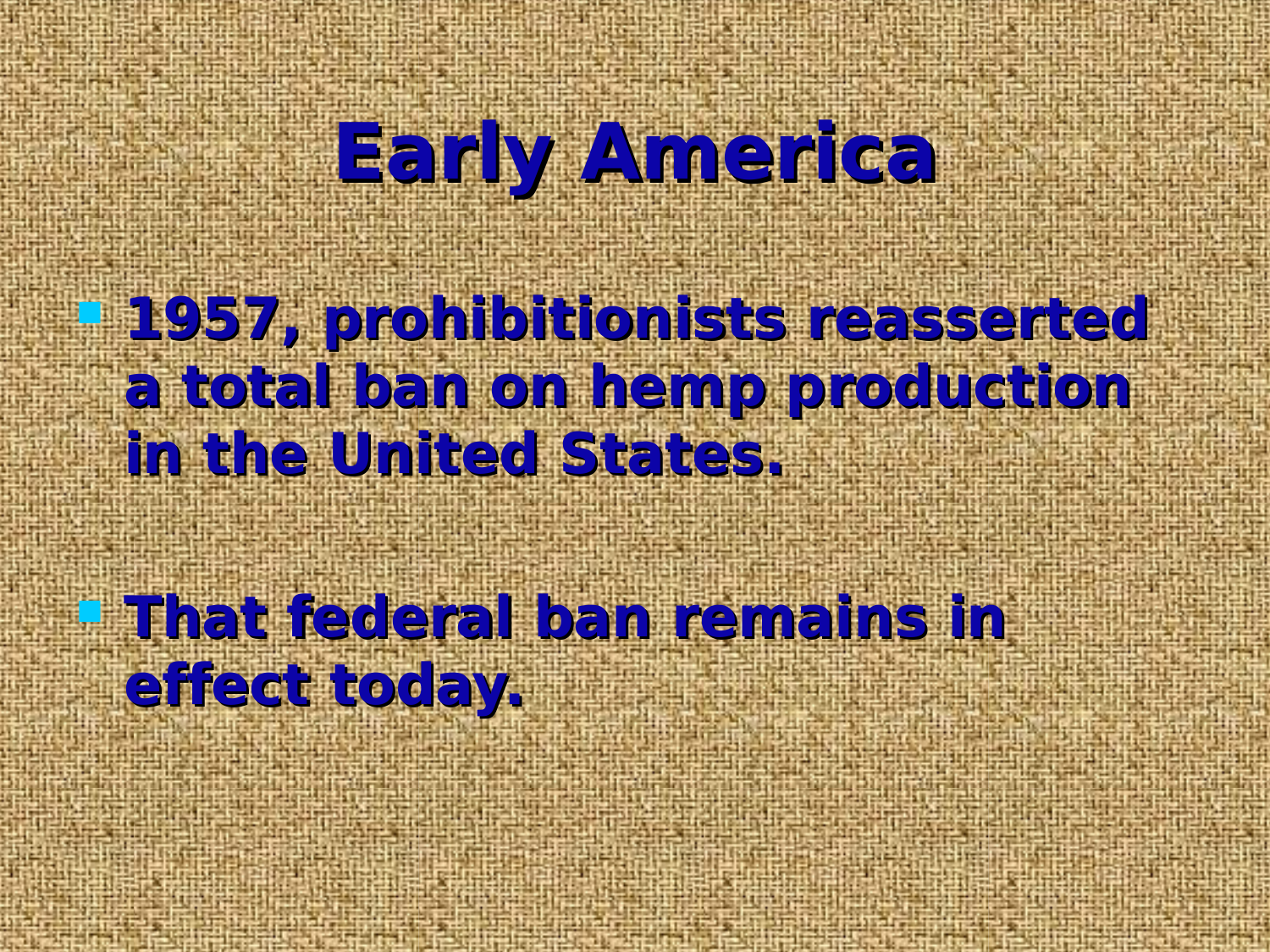# Early America

- 1957, prohibitionists reasserted a total ban on hemp production in the United States.
- That federal ban remains in effect today.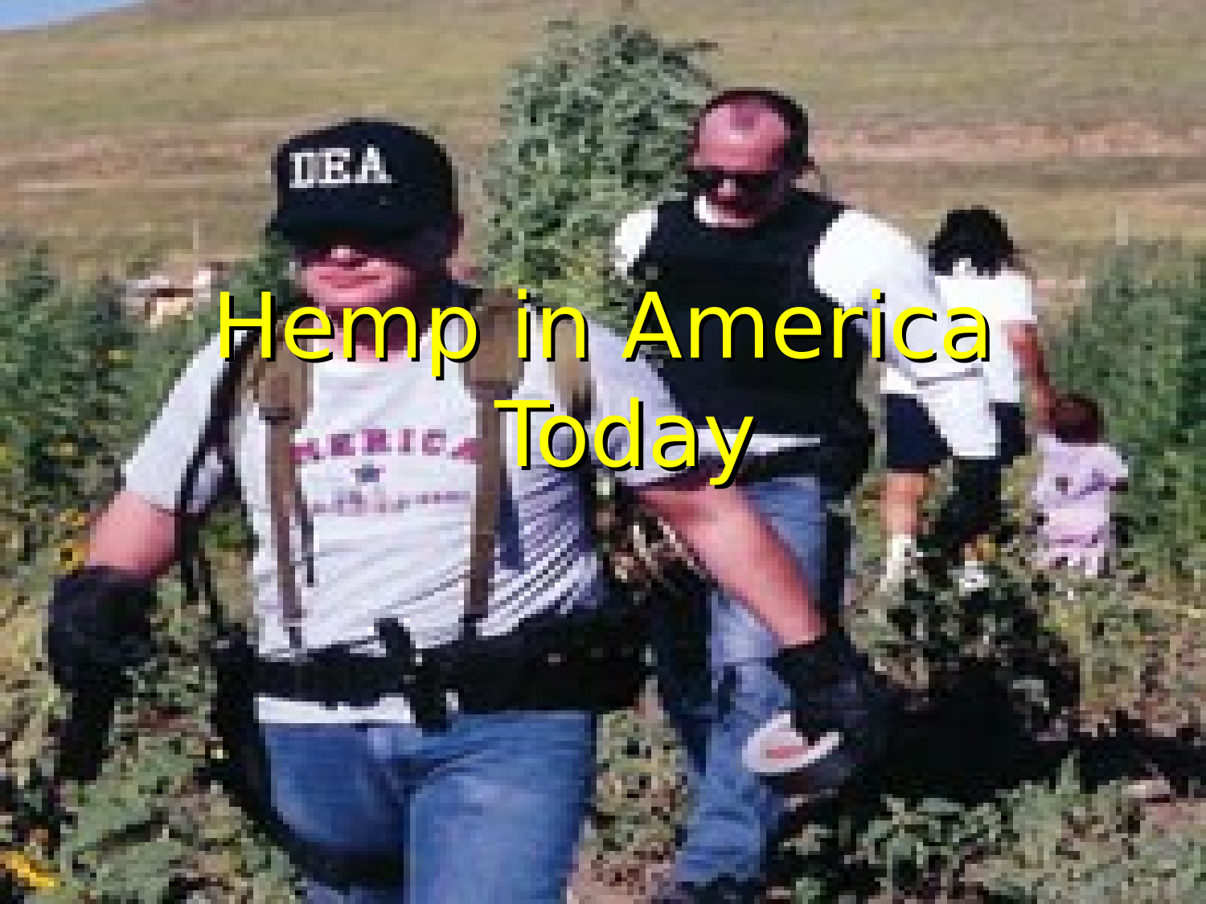# Hemp in America Today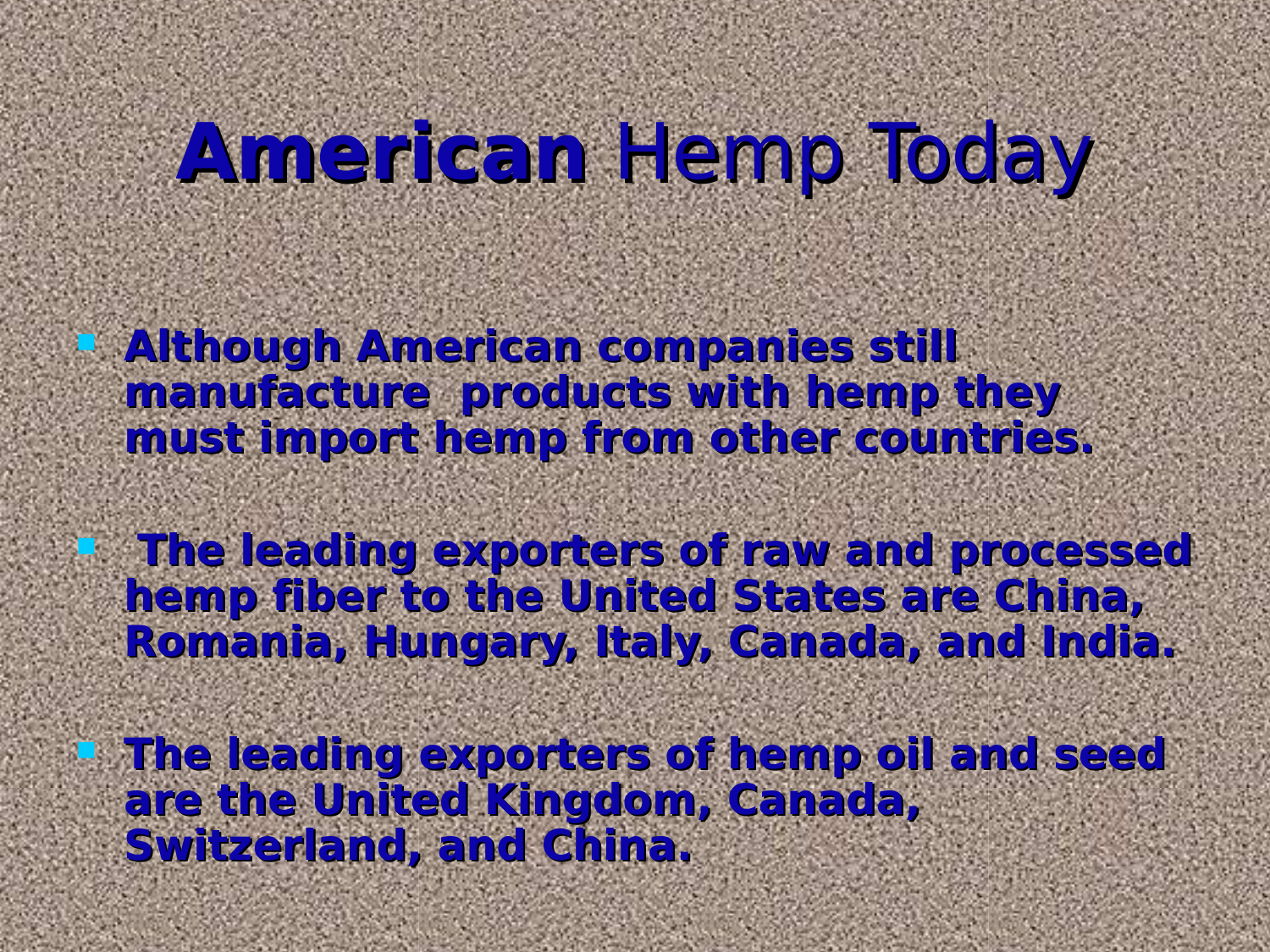# **American** Hemp Today

- **Although American companies still manufacture products with hemp they must import hemp from other countries.**
- **The leading exporters of raw and processed hemp fiber to the United States are China, Romania, Hungary, Italy, Canada, and India.**
- **The leading exporters of hemp oil and seed are the United Kingdom, Canada, Switzerland, and China.**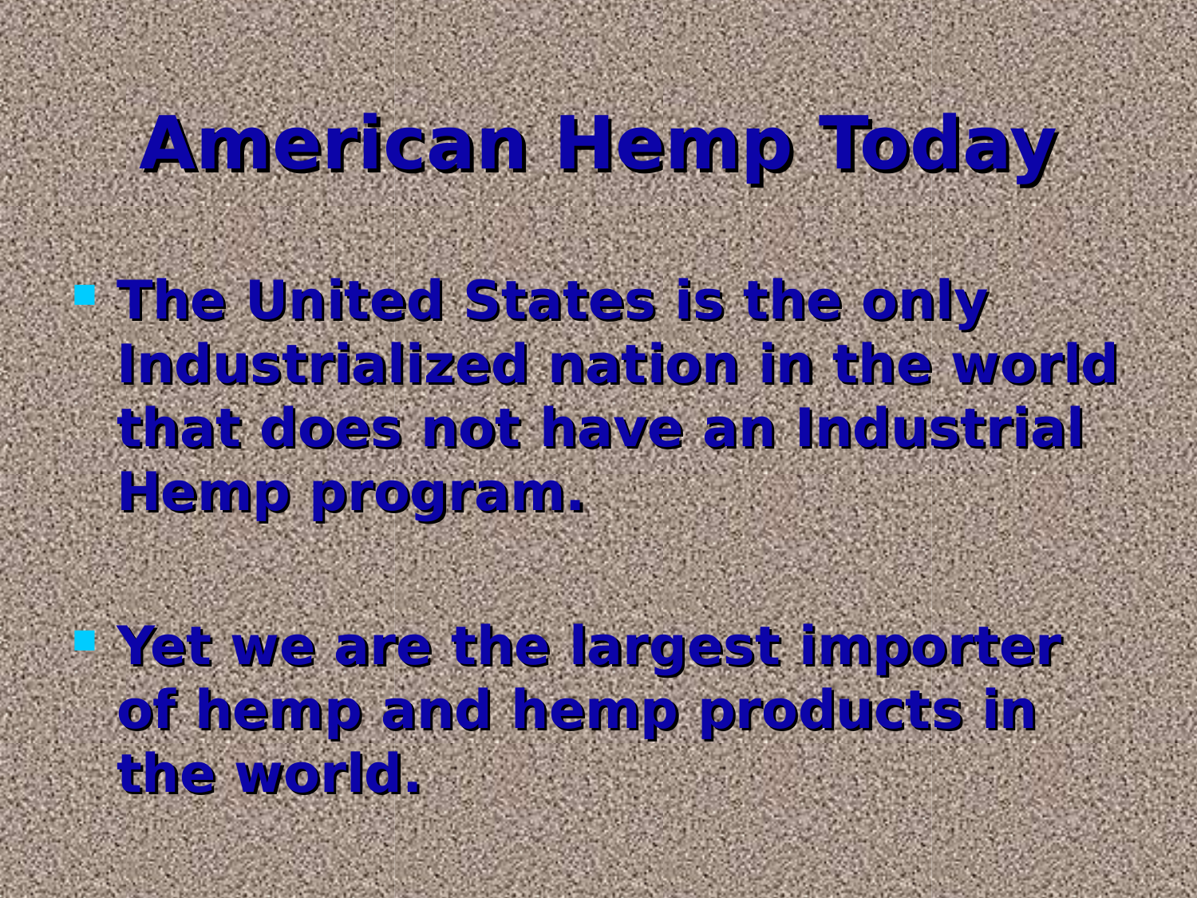# American Hemp Today

- **The United States is the only Industrialized nation in the world that does not have an Industrial Hemp program.**

- **Yet we are the largest importer of hemp and hemp products in the world.**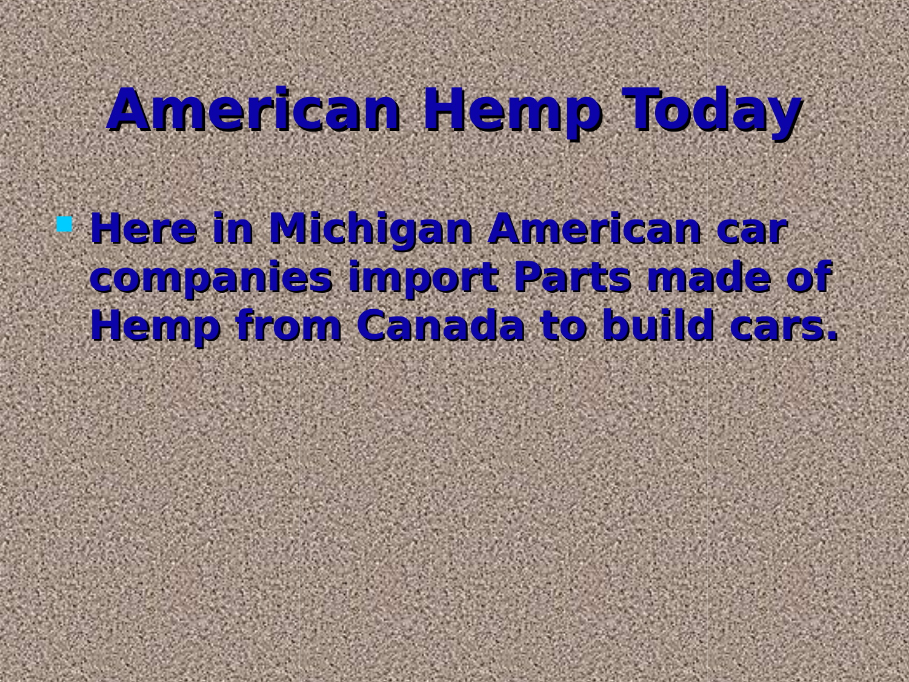# American Hemp Today

- **Here in Michigan American car companies import Parts made of Hemp from Canada to build cars.**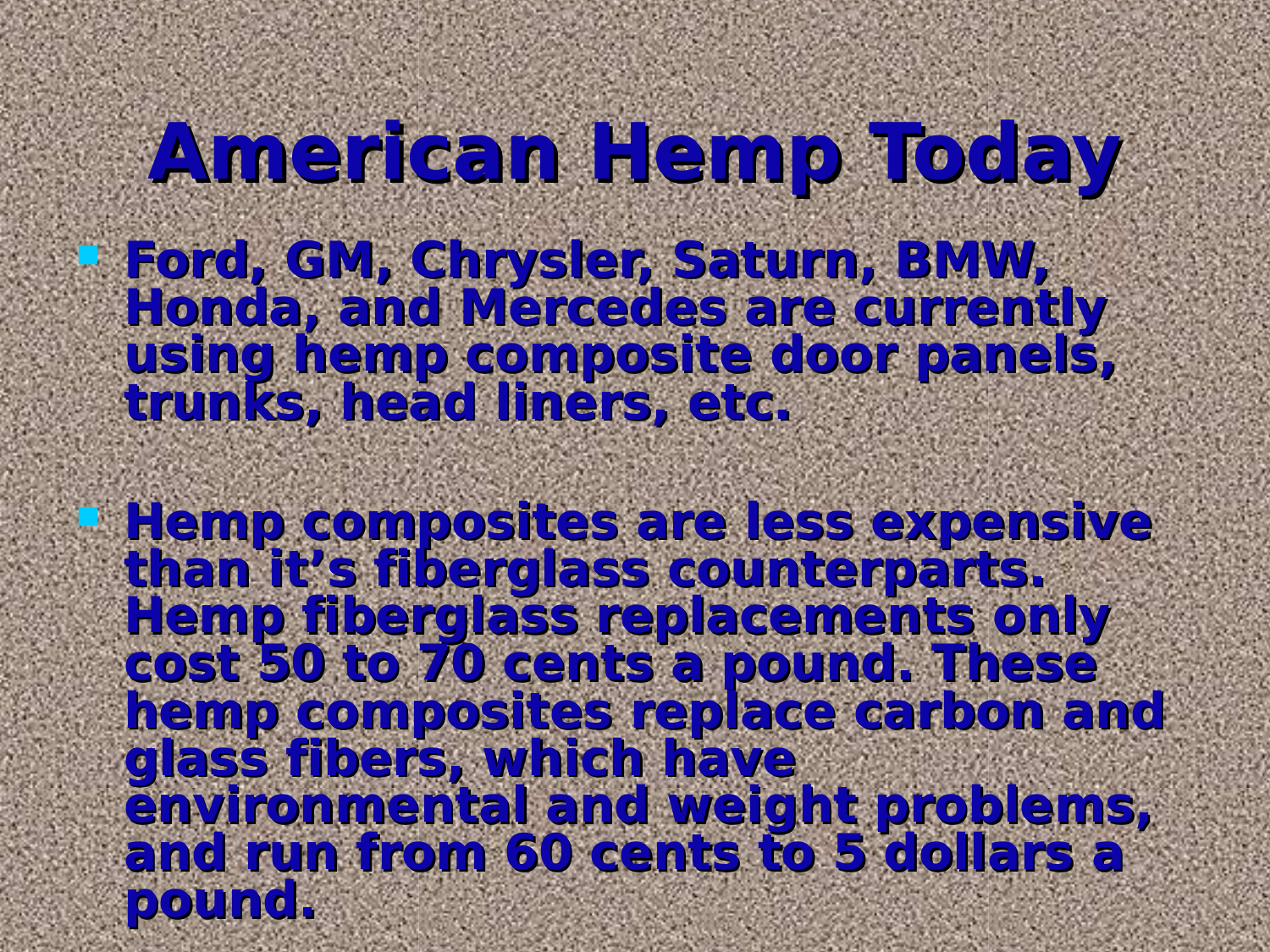# American Hemp Today

- Ford, GM, Chrysler, Saturn, BMW, Honda, and Mercedes are currently using hemp composite door panels, trunks, head liners, etc.

- Hemp composites are less expensive than it's fiberglass counterparts. Hemp fiberglass replacements only cost 50 to 70 cents a pound. These hemp composites replace carbon and glass fibers, which have environmental and weight problems, and run from 60 cents to 5 dollars a pound.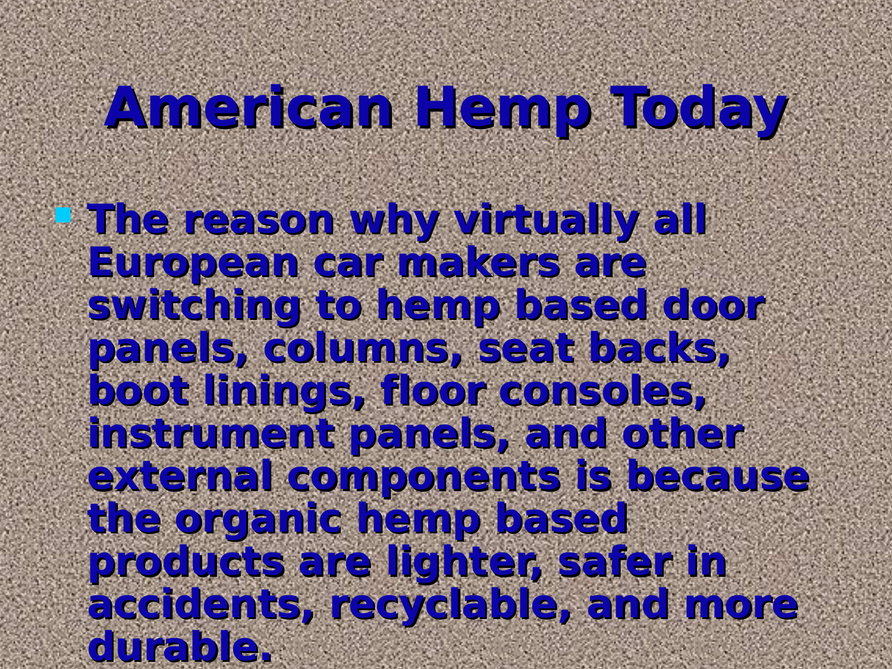# American Hemp Today

- The reason why virtually all European car makers are switching to hemp based door panels, columns, seat backs, boot linings, floor consoles, instrument panels, and other external components is because the organic hemp based products are lighter, safer in accidents, recyclable, and more durable.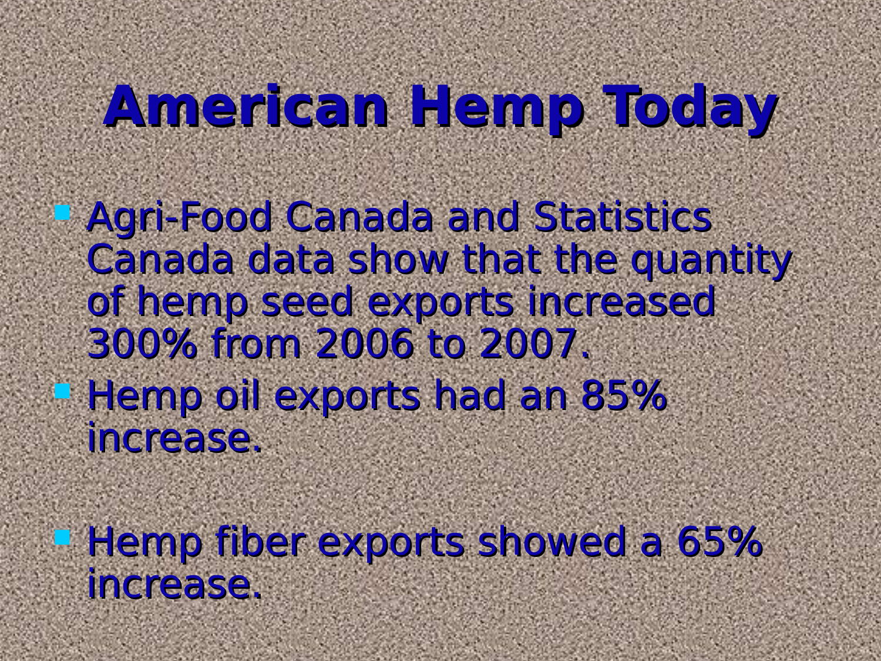# American Hemp Today

- Agri-Food Canada and Statistics Canada data show that the quantity of hemp seed exports increased 300% from 2006 to 2007.
- Hemp oil exports had an 85% increase.
- Hemp fiber exports showed a 65% increase.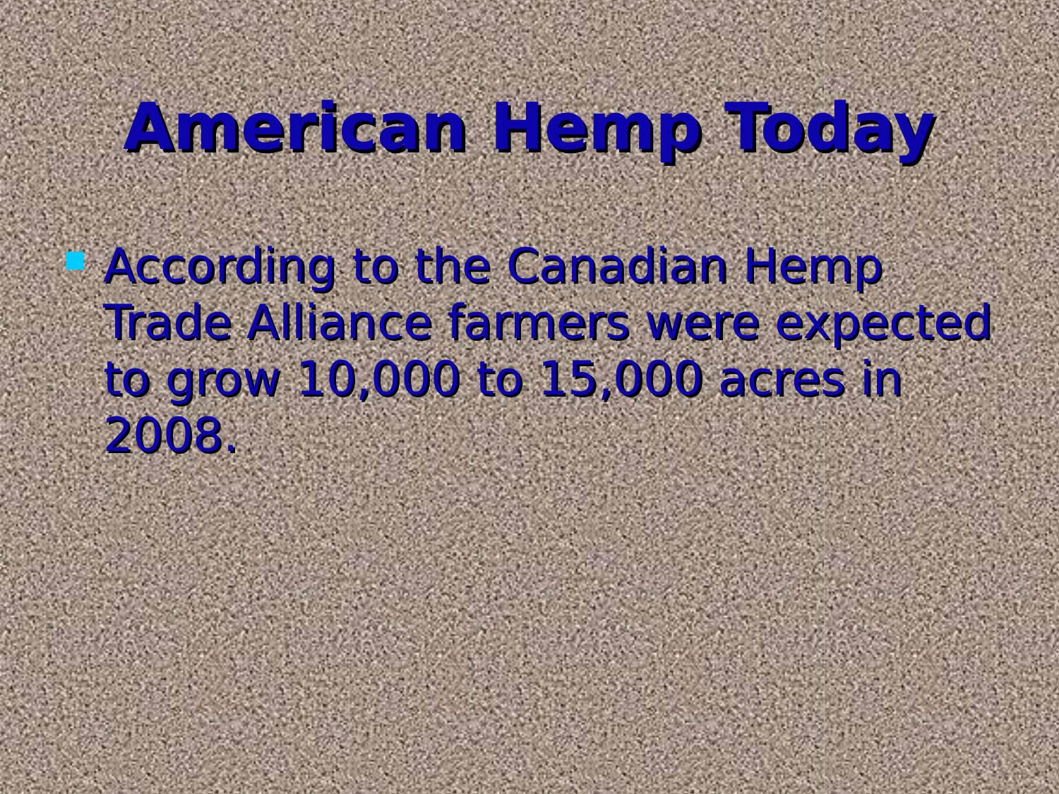# American Hemp Today

- According to the Canadian Hemp Trade Alliance farmers were expected to grow 10,000 to 15,000 acres in 2008.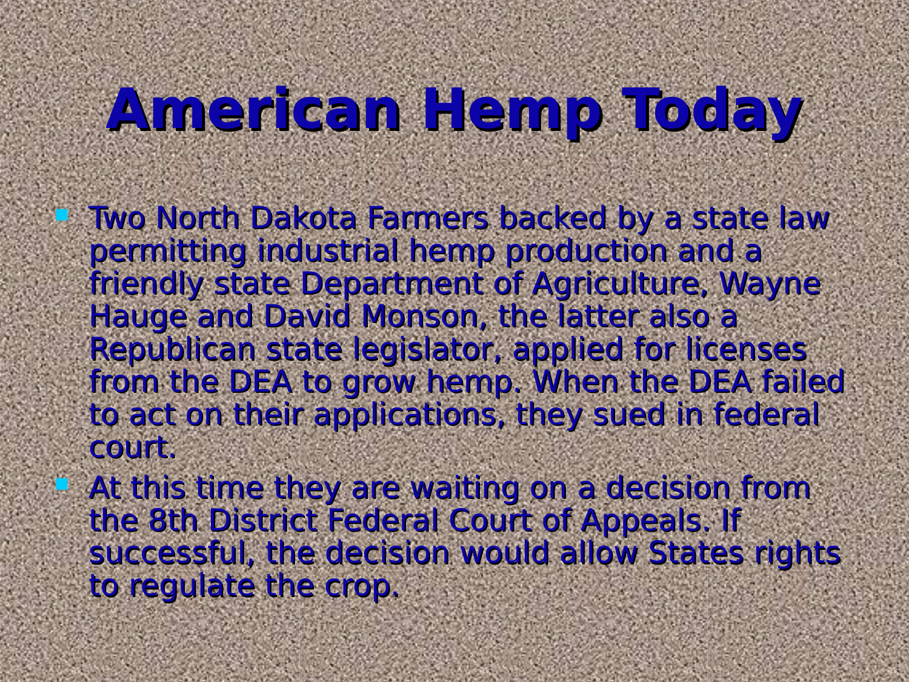# American Hemp Today

- Two North Dakota Farmers backed by a state law permitting industrial hemp production and a friendly state Department of Agriculture, Wayne Hauge and David Monson, the latter also a Republican state legislator, applied for licenses from the DEA to grow hemp. When the DEA failed to act on their applications, they sued in federal court.
- At this time they are waiting on a decision from the 8th District Federal Court of Appeals. If successful, the decision would allow States rights to regulate the crop.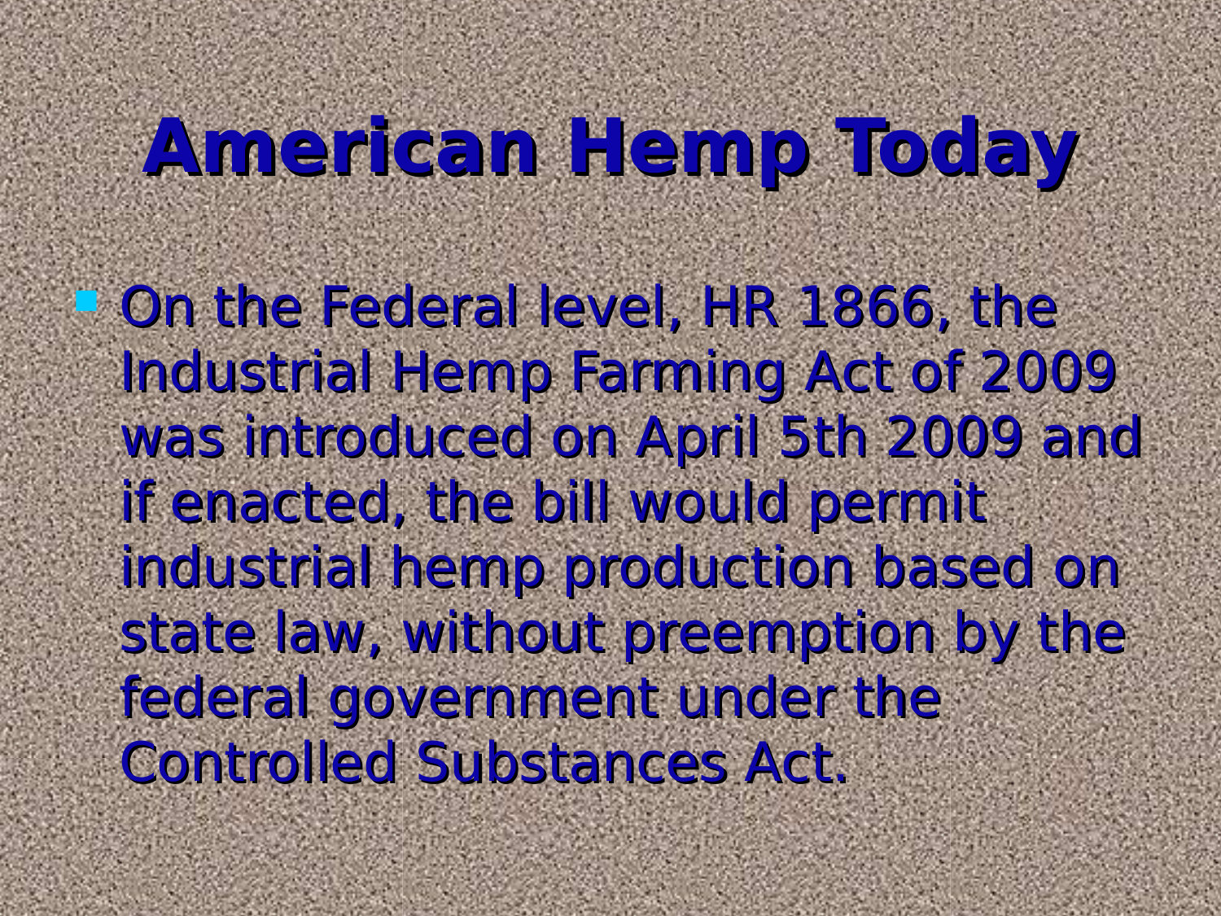# American Hemp Today

- On the Federal level, HR 1866, the Industrial Hemp Farming Act of 2009 was introduced on April 5th 2009 and if enacted, the bill would permit industrial hemp production based on state law, without preemption by the federal government under the Controlled Substances Act.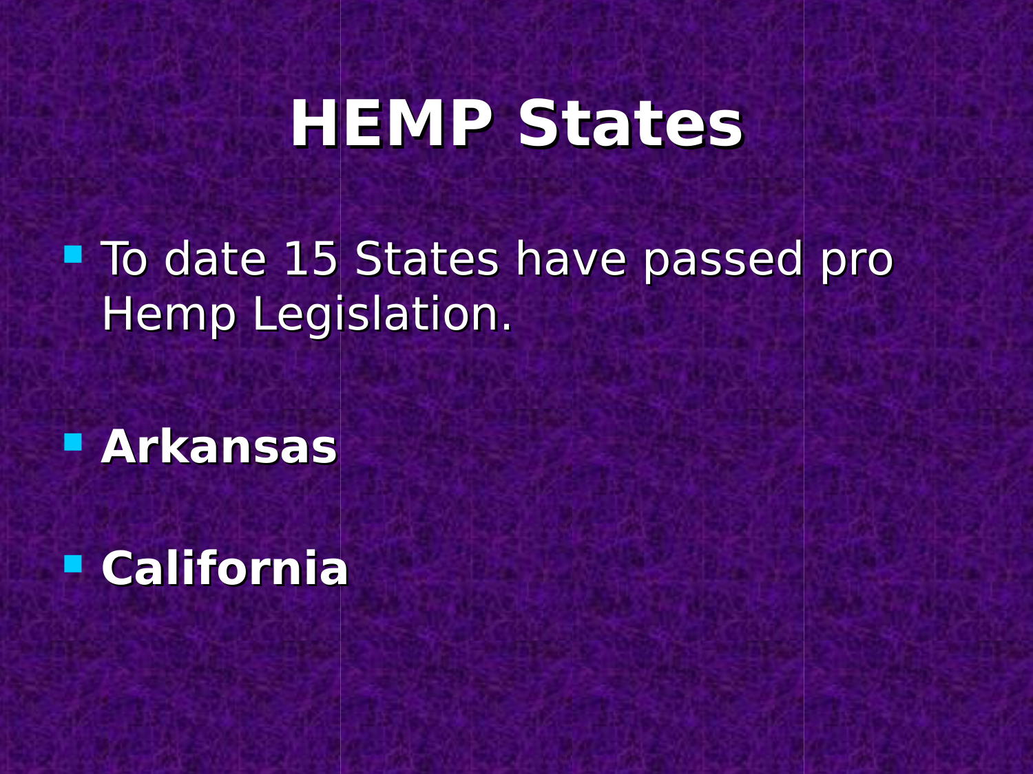# HEMP States

- To date 15 States have passed pro Hemp Legislation.
- **Arkansas**
- **California**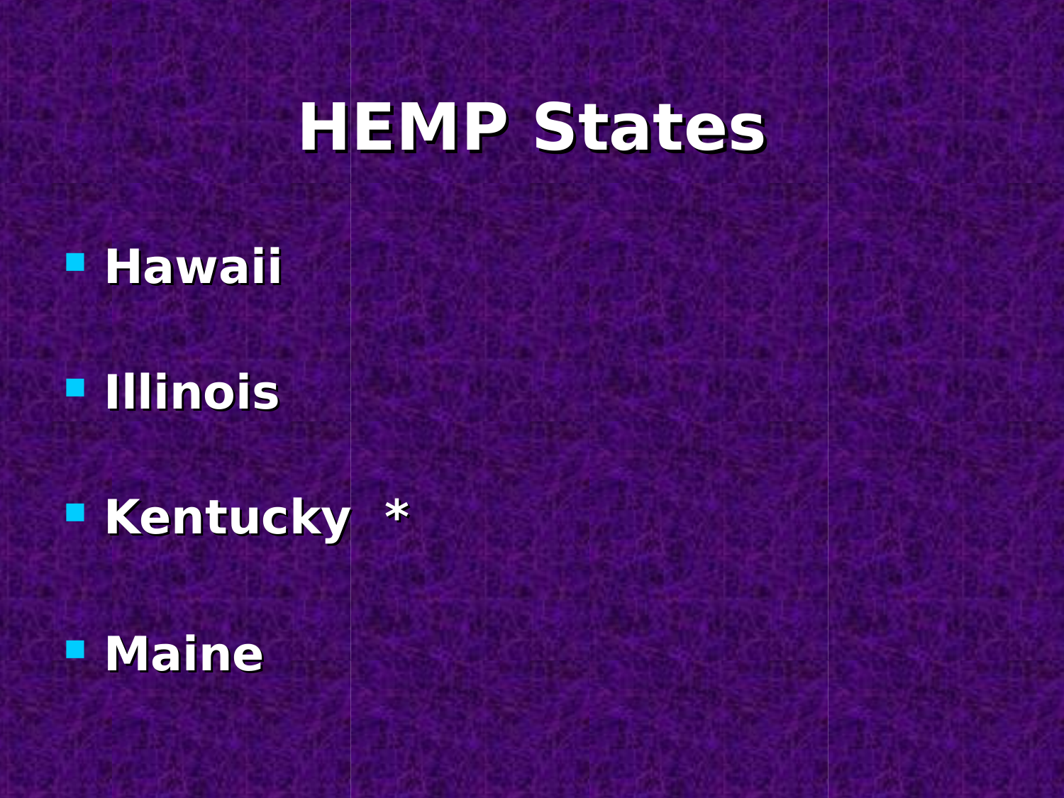# HEMP States

- Hawaii
- Illinois
- Kentucky *
- Maine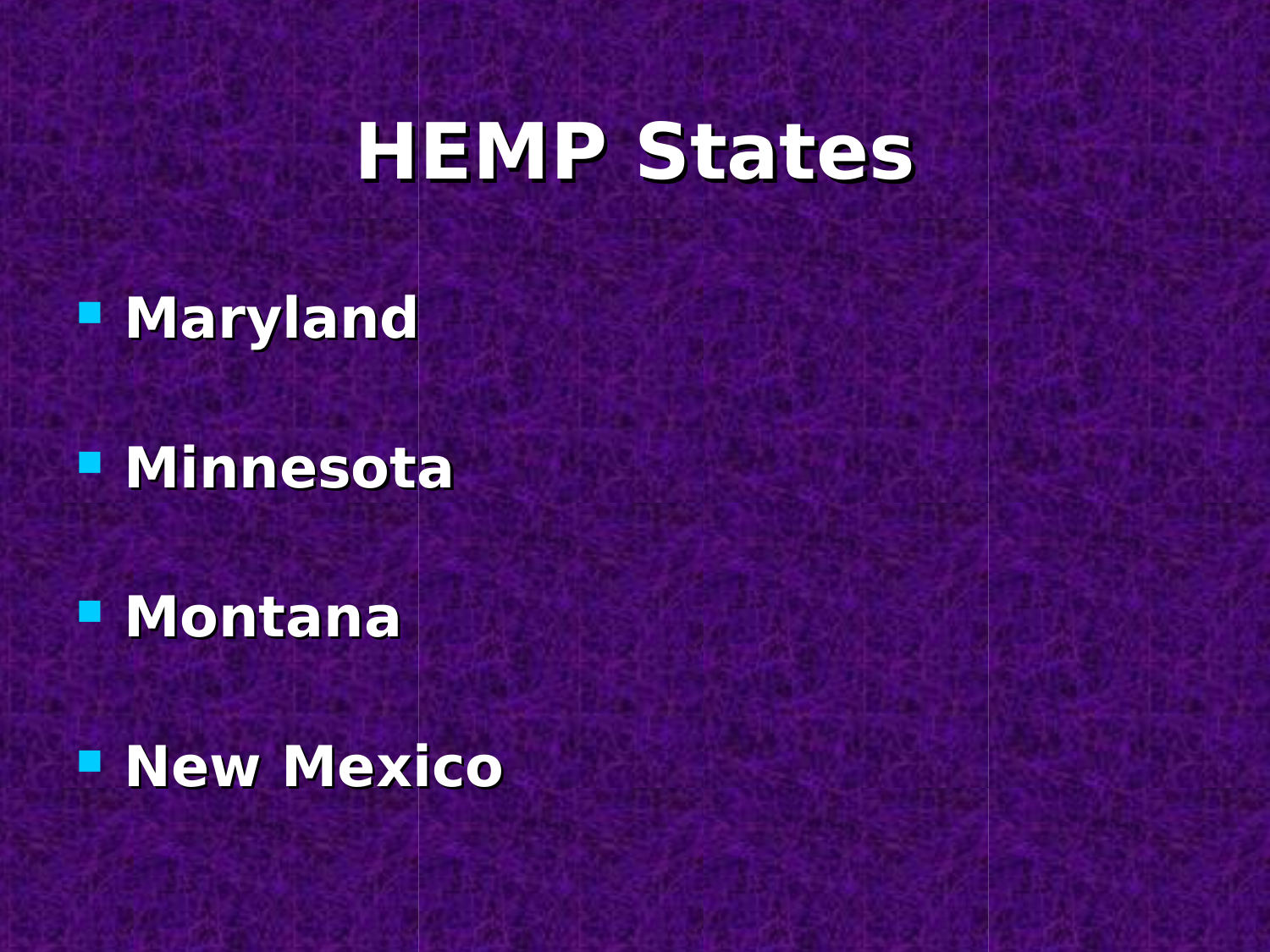# HEMP States

- **Maryland**
- **Minnesota**
- **Montana**
- **New Mexico**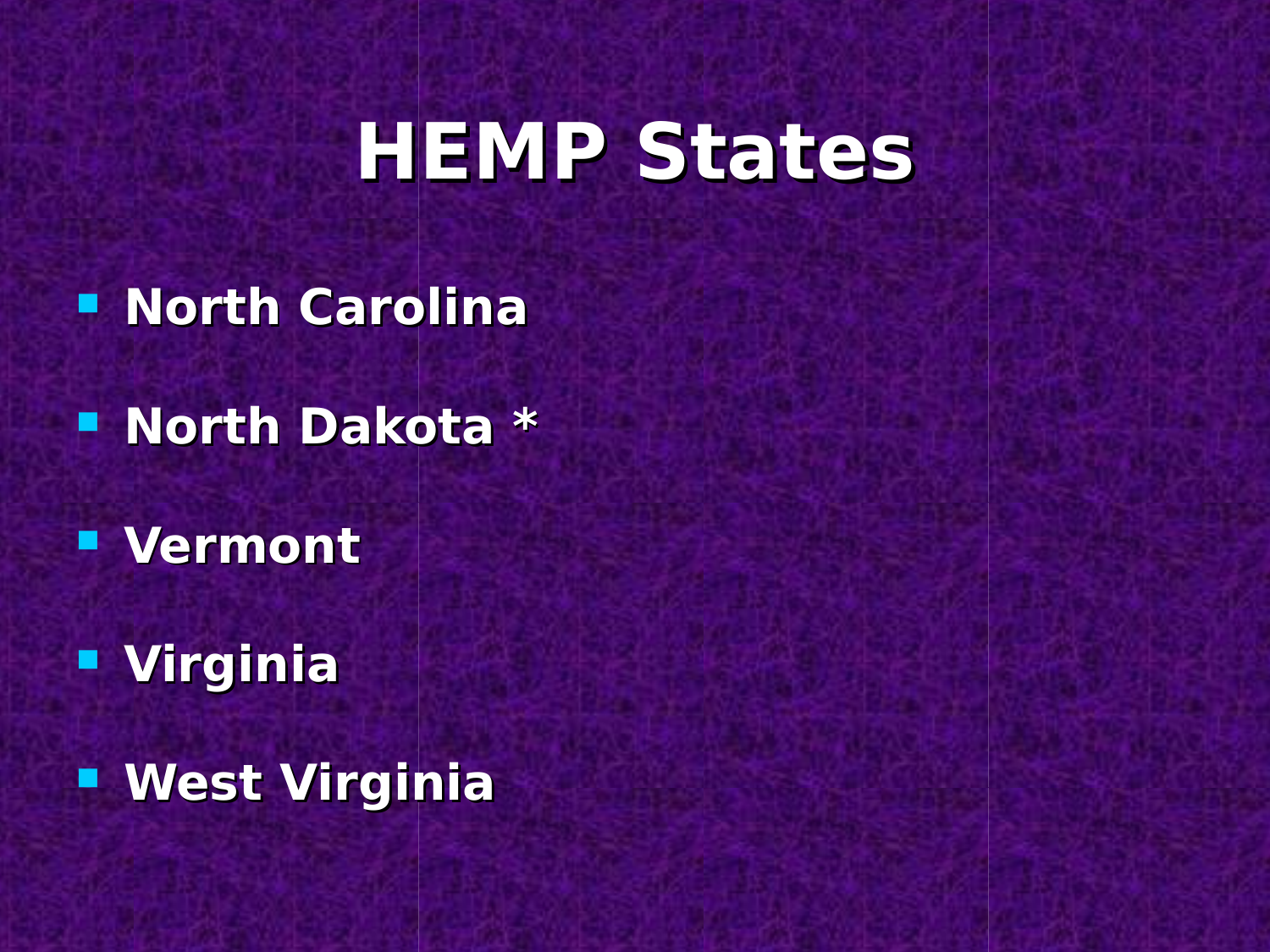# HEMP States

- North Carolina
- North Dakota *
- Vermont
- Virginia
- West Virginia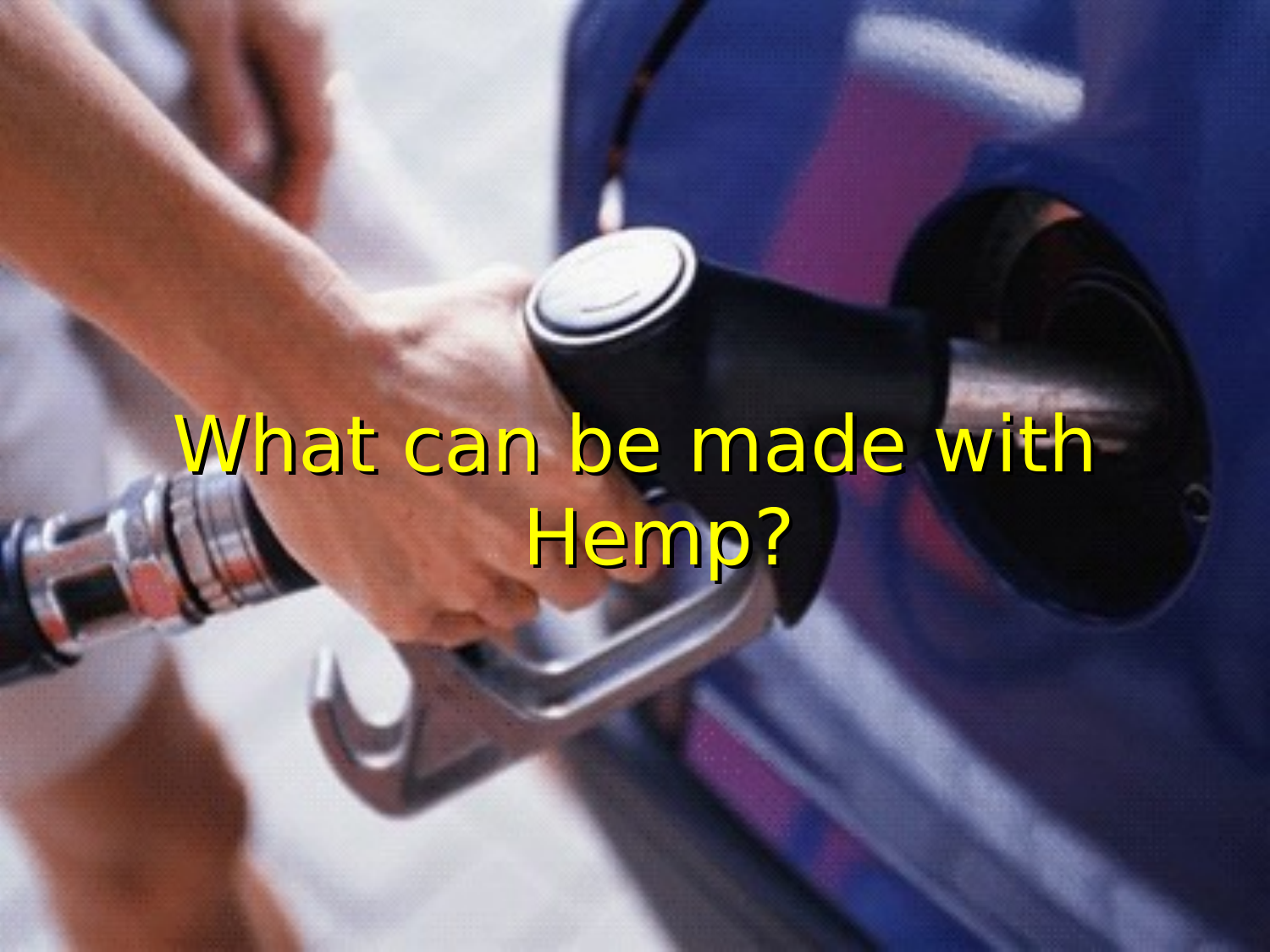# What can be made with Hemp?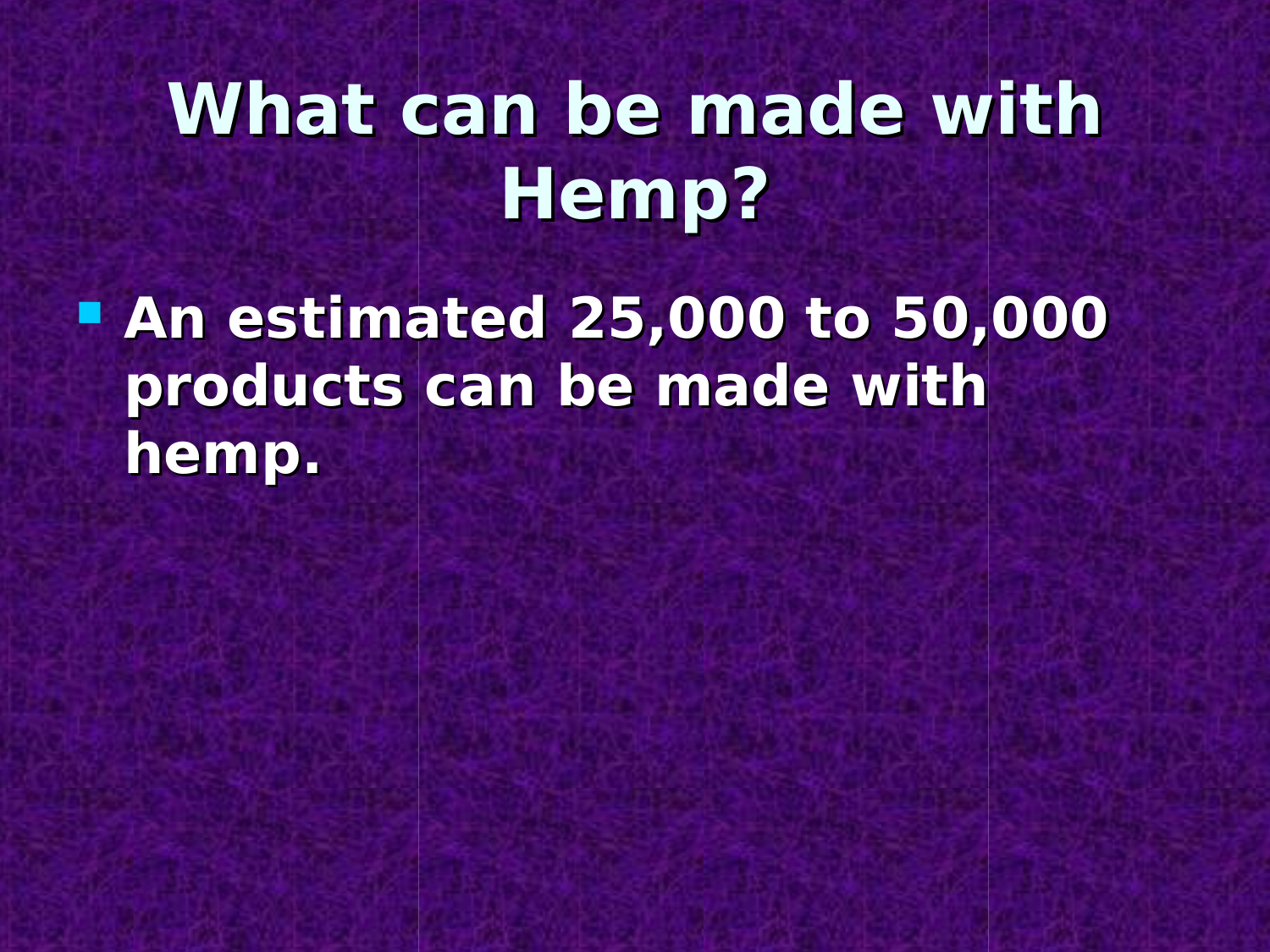# What can be made with Hemp?

- **An estimated 25,000 to 50,000 products can be made with hemp.**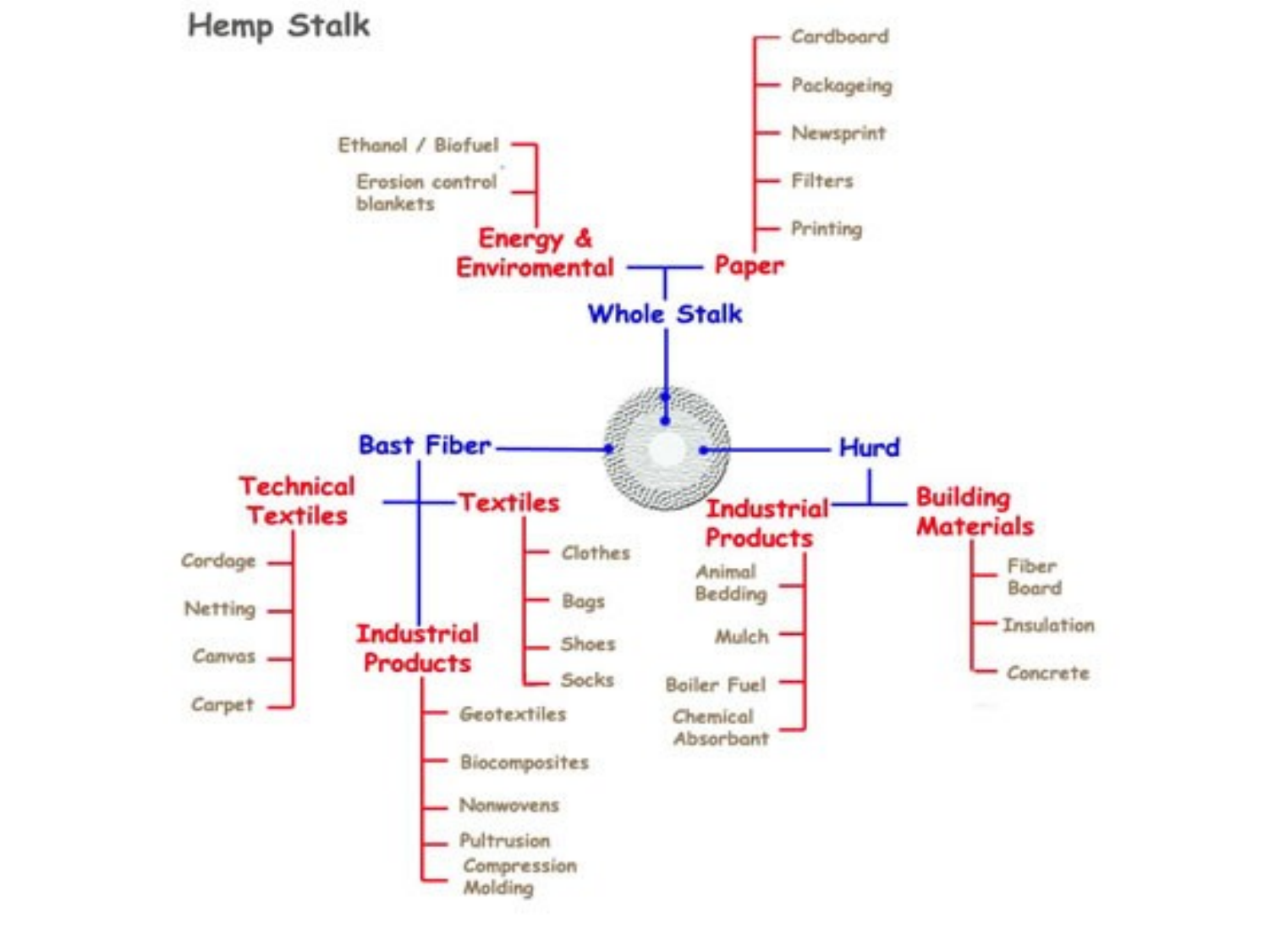# Hemp Stalk

- **Whole Stalk**
  - **Energy & Enviromental**
    - Ethanol / Biofuel
    - Erosion control blankets
  - **Paper**
    - Cardboard
    - Packageing
    - Newsprint
    - Filters
    - Printing
- **Bast Fiber**
  - **Technical Textiles**
    - Cordage
    - Netting
    - Canvas
    - Carpet
  - **Textiles**
    - Clothes
    - Bags
    - Shoes
    - Socks
  - **Industrial Products**
    - Geotextiles
    - Biocomposites
    - Nonwovens
    - Pultrusion
    - Compression Molding
- **Hurd**
  - **Industrial Products**
    - Animal Bedding
    - Mulch
    - Boiler Fuel
    - Chemical Absorbant
  - **Building Materials**
    - Fiber Board
    - Insulation
    - Concrete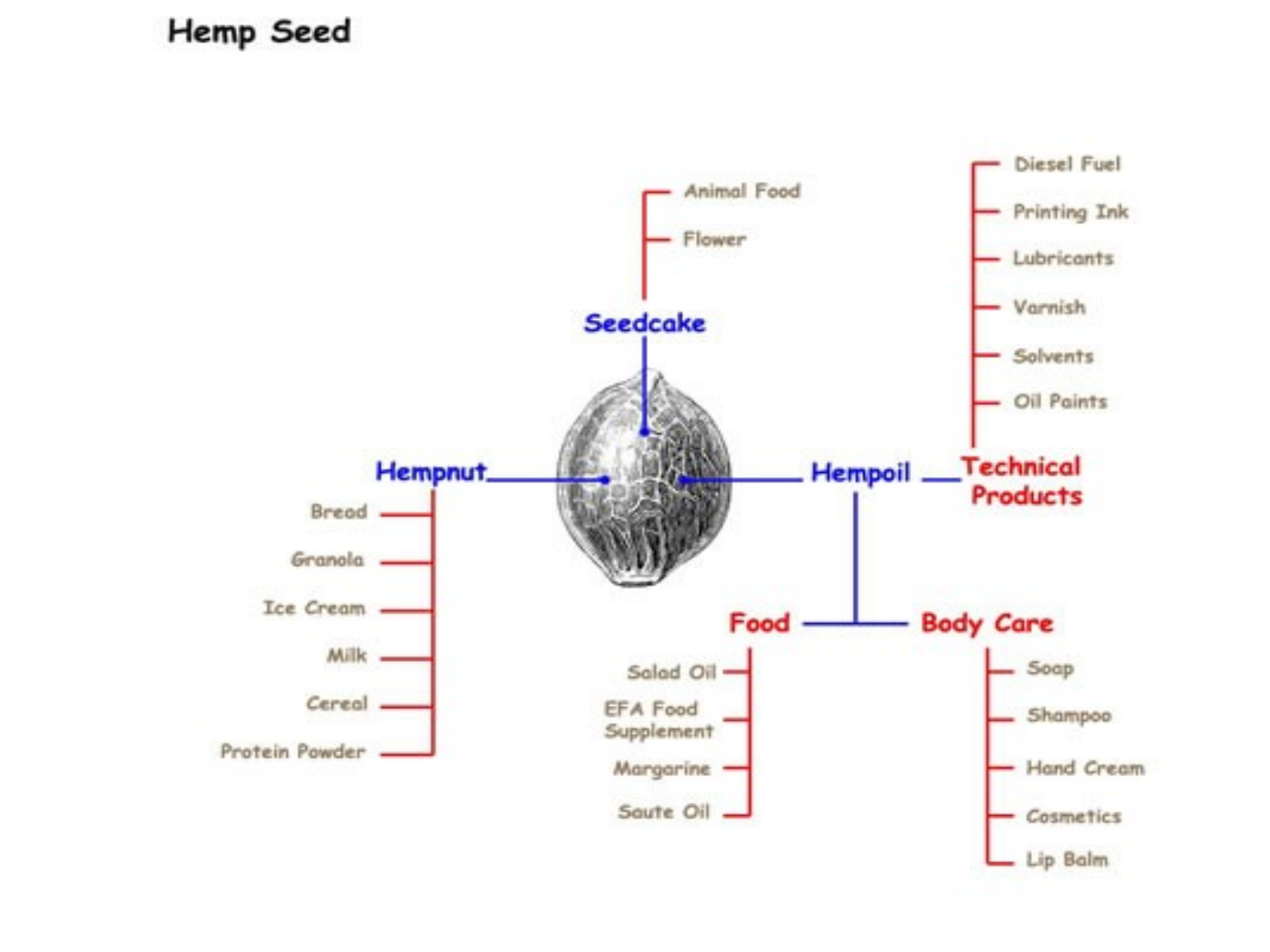# Hemp Seed

Seedcake

- Animal Food
- Flower

Hempnut

- Bread
- Granola
- Ice Cream
- Milk
- Cereal
- Protein Powder

Hempoil

Technical Products

- Diesel Fuel
- Printing Ink
- Lubricants
- Varnish
- Solvents
- Oil Paints

Food

- Salad Oil
- EFA Food Supplement
- Margarine
- Saute Oil

Body Care

- Soap
- Shampoo
- Hand Cream
- Cosmetics
- Lip Balm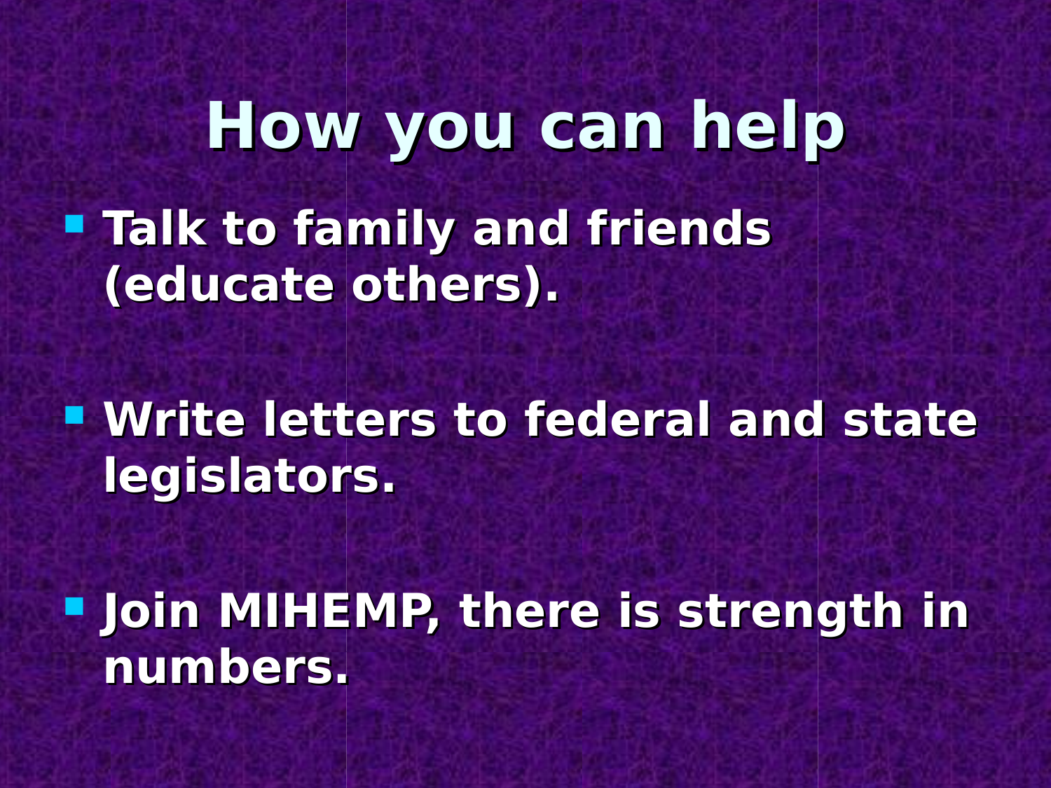# How you can help

- **Talk to family and friends (educate others).**
- **Write letters to federal and state legislators.**
- **Join MIHEMP, there is strength in numbers.**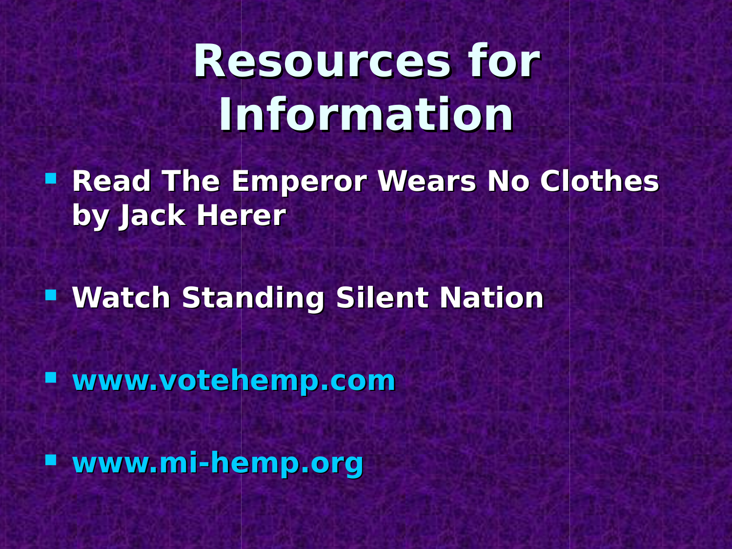# Resources for Information

- Read The Emperor Wears No Clothes by Jack Herer
- Watch Standing Silent Nation
- www.votehemp.com
- www.mi-hemp.org